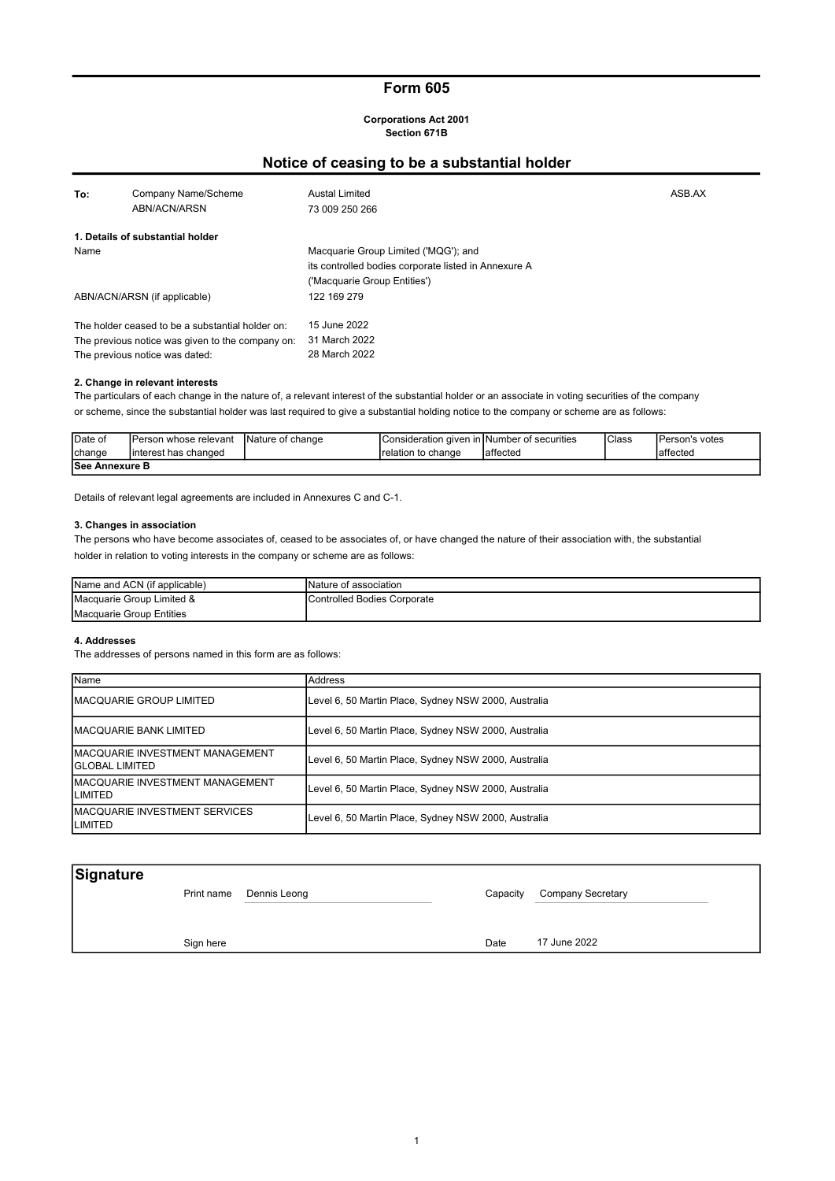# Form 605

**Corporations Act 2001**
**Section 671B**

## Notice of ceasing to be a substantial holder

| To: | Company Name/Scheme | Austal Limited | ASB.AX |
|---|---|---|---|
| | ABN/ACN/ARSN | 73 009 250 266 | |

**1. Details of substantial holder**

| | |
|---|---|
| Name | Macquarie Group Limited ('MQG'); and its controlled bodies corporate listed in Annexure A ('Macquarie Group Entities') |
| ABN/ACN/ARSN (if applicable) | 122 169 279 |
| The holder ceased to be a substantial holder on: | 15 June 2022 |
| The previous notice was given to the company on: | 31 March 2022 |
| The previous notice was dated: | 28 March 2022 |

**2. Change in relevant interests**

The particulars of each change in the nature of, a relevant interest of the substantial holder or an associate in voting securities of the company or scheme, since the substantial holder was last required to give a substantial holding notice to the company or scheme are as follows:

| Date of change | Person whose relevant interest has changed | Nature of change | Consideration given in relation to change | Number of securities affected | Class | Person's votes affected |
|---|---|---|---|---|---|---|
| **See Annexure B** | | | | | | |

Details of relevant legal agreements are included in Annexures C and C-1.

**3. Changes in association**

The persons who have become associates of, ceased to be associates of, or have changed the nature of their association with, the substantial holder in relation to voting interests in the company or scheme are as follows:

| Name and ACN (if applicable) | Nature of association |
|---|---|
| Macquarie Group Limited & Macquarie Group Entities | Controlled Bodies Corporate |

**4. Addresses**

The addresses of persons named in this form are as follows:

| Name | Address |
|---|---|
| MACQUARIE GROUP LIMITED | Level 6, 50 Martin Place, Sydney NSW 2000, Australia |
| MACQUARIE BANK LIMITED | Level 6, 50 Martin Place, Sydney NSW 2000, Australia |
| MACQUARIE INVESTMENT MANAGEMENT GLOBAL LIMITED | Level 6, 50 Martin Place, Sydney NSW 2000, Australia |
| MACQUARIE INVESTMENT MANAGEMENT LIMITED | Level 6, 50 Martin Place, Sydney NSW 2000, Australia |
| MACQUARIE INVESTMENT SERVICES LIMITED | Level 6, 50 Martin Place, Sydney NSW 2000, Australia |

**Signature**

| | | | |
|---|---|---|---|
| Print name | Dennis Leong | Capacity | Company Secretary |
| Sign here | | Date | 17 June 2022 |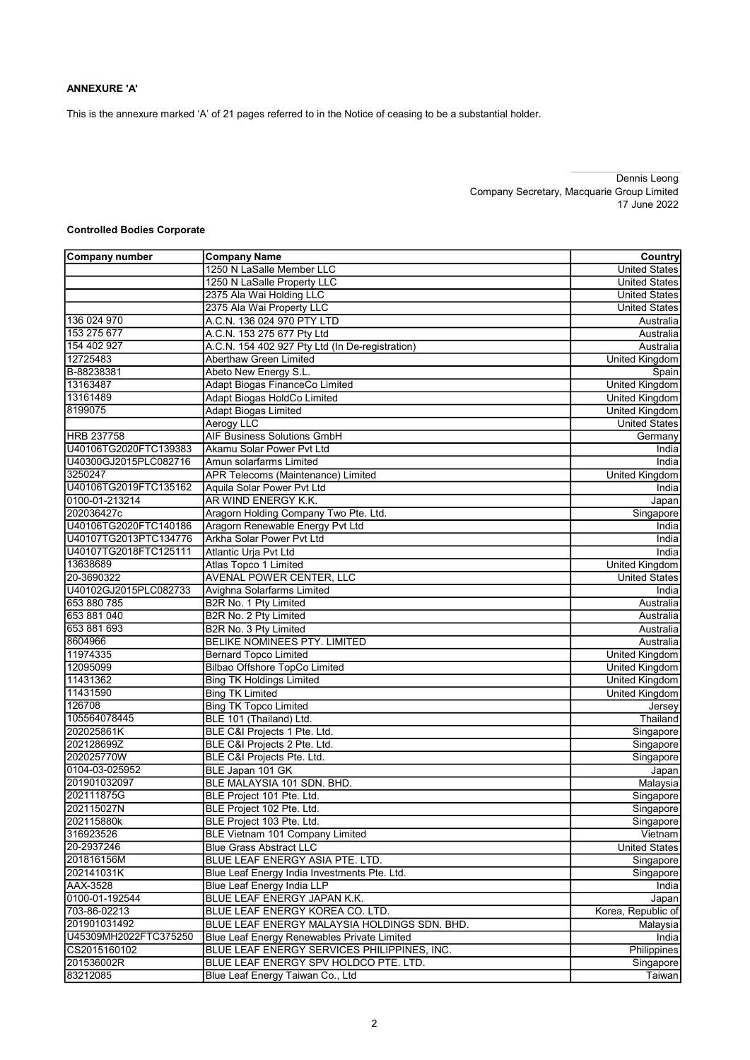**ANNEXURE 'A'**

This is the annexure marked 'A' of 21 pages referred to in the Notice of ceasing to be a substantial holder.

Dennis Leong
Company Secretary, Macquarie Group Limited
17 June 2022

**Controlled Bodies Corporate**

| Company number | Company Name | Country |
|---|---|---|
| | 1250 N LaSalle Member LLC | United States |
| | 1250 N LaSalle Property LLC | United States |
| | 2375 Ala Wai Holding LLC | United States |
| | 2375 Ala Wai Property LLC | United States |
| 136 024 970 | A.C.N. 136 024 970 PTY LTD | Australia |
| 153 275 677 | A.C.N. 153 275 677 Pty Ltd | Australia |
| 154 402 927 | A.C.N. 154 402 927 Pty Ltd (In De-registration) | Australia |
| 12725483 | Aberthaw Green Limited | United Kingdom |
| B-88238381 | Abeto New Energy S.L. | Spain |
| 13163487 | Adapt Biogas FinanceCo Limited | United Kingdom |
| 13161489 | Adapt Biogas HoldCo Limited | United Kingdom |
| 8199075 | Adapt Biogas Limited | United Kingdom |
| | Aerogy LLC | United States |
| HRB 237758 | AIF Business Solutions GmbH | Germany |
| U40106TG2020FTC139383 | Akamu Solar Power Pvt Ltd | India |
| U40300GJ2015PLC082716 | Amun solarfarms Limited | India |
| 3250247 | APR Telecoms (Maintenance) Limited | United Kingdom |
| U40106TG2019FTC135162 | Aquila Solar Power Pvt Ltd | India |
| 0100-01-213214 | AR WIND ENERGY K.K. | Japan |
| 202036427c | Aragorn Holding Company Two Pte. Ltd. | Singapore |
| U40106TG2020FTC140186 | Aragorn Renewable Energy Pvt Ltd | India |
| U40107TG2013PTC134776 | Arkha Solar Power Pvt Ltd | India |
| U40107TG2018FTC125111 | Atlantic Urja Pvt Ltd | India |
| 13638689 | Atlas Topco 1 Limited | United Kingdom |
| 20-3690322 | AVENAL POWER CENTER, LLC | United States |
| U40102GJ2015PLC082733 | Avighna Solarfarms Limited | India |
| 653 880 785 | B2R No. 1 Pty Limited | Australia |
| 653 881 040 | B2R No. 2 Pty Limited | Australia |
| 653 881 693 | B2R No. 3 Pty Limited | Australia |
| 8604966 | BELIKE NOMINEES PTY. LIMITED | Australia |
| 11974335 | Bernard Topco Limited | United Kingdom |
| 12095099 | Bilbao Offshore TopCo Limited | United Kingdom |
| 11431362 | Bing TK Holdings Limited | United Kingdom |
| 11431590 | Bing TK Limited | United Kingdom |
| 126708 | Bing TK Topco Limited | Jersey |
| 105564078445 | BLE 101 (Thailand) Ltd. | Thailand |
| 202025861K | BLE C&I Projects 1 Pte. Ltd. | Singapore |
| 202128699Z | BLE C&I Projects 2 Pte. Ltd. | Singapore |
| 202025770W | BLE C&I Projects Pte. Ltd. | Singapore |
| 0104-03-025952 | BLE Japan 101 GK | Japan |
| 201901032097 | BLE MALAYSIA 101 SDN. BHD. | Malaysia |
| 202111875G | BLE Project 101 Pte. Ltd. | Singapore |
| 202115027N | BLE Project 102 Pte. Ltd. | Singapore |
| 202115880k | BLE Project 103 Pte. Ltd. | Singapore |
| 316923526 | BLE Vietnam 101 Company Limited | Vietnam |
| 20-2937246 | Blue Grass Abstract LLC | United States |
| 201816156M | BLUE LEAF ENERGY ASIA PTE. LTD. | Singapore |
| 202141031K | Blue Leaf Energy India Investments Pte. Ltd. | Singapore |
| AAX-3528 | Blue Leaf Energy India LLP | India |
| 0100-01-192544 | BLUE LEAF ENERGY JAPAN K.K. | Japan |
| 703-86-02213 | BLUE LEAF ENERGY KOREA CO. LTD. | Korea, Republic of |
| 201901031492 | BLUE LEAF ENERGY MALAYSIA HOLDINGS SDN. BHD. | Malaysia |
| U45309MH2022FTC375250 | Blue Leaf Energy Renewables Private Limited | India |
| CS2015160102 | BLUE LEAF ENERGY SERVICES PHILIPPINES, INC. | Philippines |
| 201536002R | BLUE LEAF ENERGY SPV HOLDCO PTE. LTD. | Singapore |
| 83212085 | Blue Leaf Energy Taiwan Co., Ltd | Taiwan |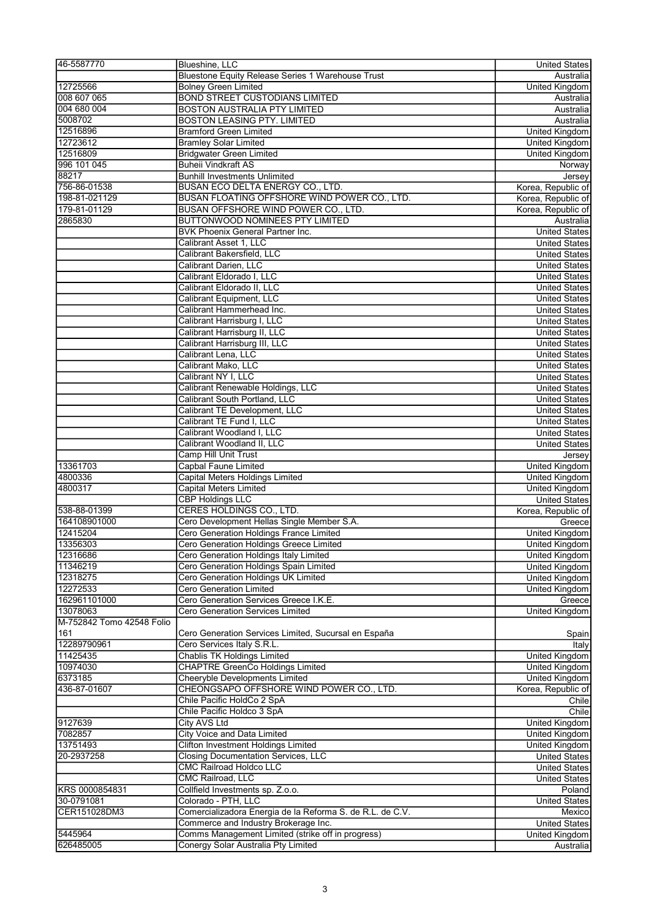| | | |
|---|---|---|
| 46-5587770 | Blueshine, LLC | United States |
| | Bluestone Equity Release Series 1 Warehouse Trust | Australia |
| 12725566 | Bolney Green Limited | United Kingdom |
| 008 607 065 | BOND STREET CUSTODIANS LIMITED | Australia |
| 004 680 004 | BOSTON AUSTRALIA PTY LIMITED | Australia |
| 5008702 | BOSTON LEASING PTY. LIMITED | Australia |
| 12516896 | Bramford Green Limited | United Kingdom |
| 12723612 | Bramley Solar Limited | United Kingdom |
| 12516809 | Bridgwater Green Limited | United Kingdom |
| 996 101 045 | Buheii Vindkraft AS | Norway |
| 88217 | Bunhill Investments Unlimited | Jersey |
| 756-86-01538 | BUSAN ECO DELTA ENERGY CO., LTD. | Korea, Republic of |
| 198-81-021129 | BUSAN FLOATING OFFSHORE WIND POWER CO., LTD. | Korea, Republic of |
| 179-81-01129 | BUSAN OFFSHORE WIND POWER CO., LTD. | Korea, Republic of |
| 2865830 | BUTTONWOOD NOMINEES PTY LIMITED | Australia |
| | BVK Phoenix General Partner Inc. | United States |
| | Calibrant Asset 1, LLC | United States |
| | Calibrant Bakersfield, LLC | United States |
| | Calibrant Darien, LLC | United States |
| | Calibrant Eldorado I, LLC | United States |
| | Calibrant Eldorado II, LLC | United States |
| | Calibrant Equipment, LLC | United States |
| | Calibrant Hammerhead Inc. | United States |
| | Calibrant Harrisburg I, LLC | United States |
| | Calibrant Harrisburg II, LLC | United States |
| | Calibrant Harrisburg III, LLC | United States |
| | Calibrant Lena, LLC | United States |
| | Calibrant Mako, LLC | United States |
| | Calibrant NY I, LLC | United States |
| | Calibrant Renewable Holdings, LLC | United States |
| | Calibrant South Portland, LLC | United States |
| | Calibrant TE Development, LLC | United States |
| | Calibrant TE Fund I, LLC | United States |
| | Calibrant Woodland I, LLC | United States |
| | Calibrant Woodland II, LLC | United States |
| | Camp Hill Unit Trust | Jersey |
| 13361703 | Capbal Faune Limited | United Kingdom |
| 4800336 | Capital Meters Holdings Limited | United Kingdom |
| 4800317 | Capital Meters Limited | United Kingdom |
| | CBP Holdings LLC | United States |
| 538-88-01399 | CERES HOLDINGS CO., LTD. | Korea, Republic of |
| 164108901000 | Cero Development Hellas Single Member S.A. | Greece |
| 12415204 | Cero Generation Holdings France Limited | United Kingdom |
| 13356303 | Cero Generation Holdings Greece Limited | United Kingdom |
| 12316686 | Cero Generation Holdings Italy Limited | United Kingdom |
| 11346219 | Cero Generation Holdings Spain Limited | United Kingdom |
| 12318275 | Cero Generation Holdings UK Limited | United Kingdom |
| 12272533 | Cero Generation Limited | United Kingdom |
| 162961101000 | Cero Generation Services Greece I.K.E. | Greece |
| 13078063 | Cero Generation Services Limited | United Kingdom |
| M-752842 Tomo 42548 Folio 161 | Cero Generation Services Limited, Sucursal en España | Spain |
| 12289790961 | Cero Services Italy S.R.L. | Italy |
| 11425435 | Chablis TK Holdings Limited | United Kingdom |
| 10974030 | CHAPTRE GreenCo Holdings Limited | United Kingdom |
| 6373185 | Cheeryble Developments Limited | United Kingdom |
| 436-87-01607 | CHEONGSAPO OFFSHORE WIND POWER CO., LTD. | Korea, Republic of |
| | Chile Pacific HoldCo 2 SpA | Chile |
| | Chile Pacific Holdco 3 SpA | Chile |
| 9127639 | City AVS Ltd | United Kingdom |
| 7082857 | City Voice and Data Limited | United Kingdom |
| 13751493 | Clifton Investment Holdings Limited | United Kingdom |
| 20-2937258 | Closing Documentation Services, LLC | United States |
| | CMC Railroad Holdco LLC | United States |
| | CMC Railroad, LLC | United States |
| KRS 0000854831 | Collfield Investments sp. Z.o.o. | Poland |
| 30-0791081 | Colorado - PTH, LLC | United States |
| CER151028DM3 | Comercializadora Energia de la Reforma S. de R.L. de C.V. | Mexico |
| | Commerce and Industry Brokerage Inc. | United States |
| 5445964 | Comms Management Limited (strike off in progress) | United Kingdom |
| 626485005 | Conergy Solar Australia Pty Limited | Australia |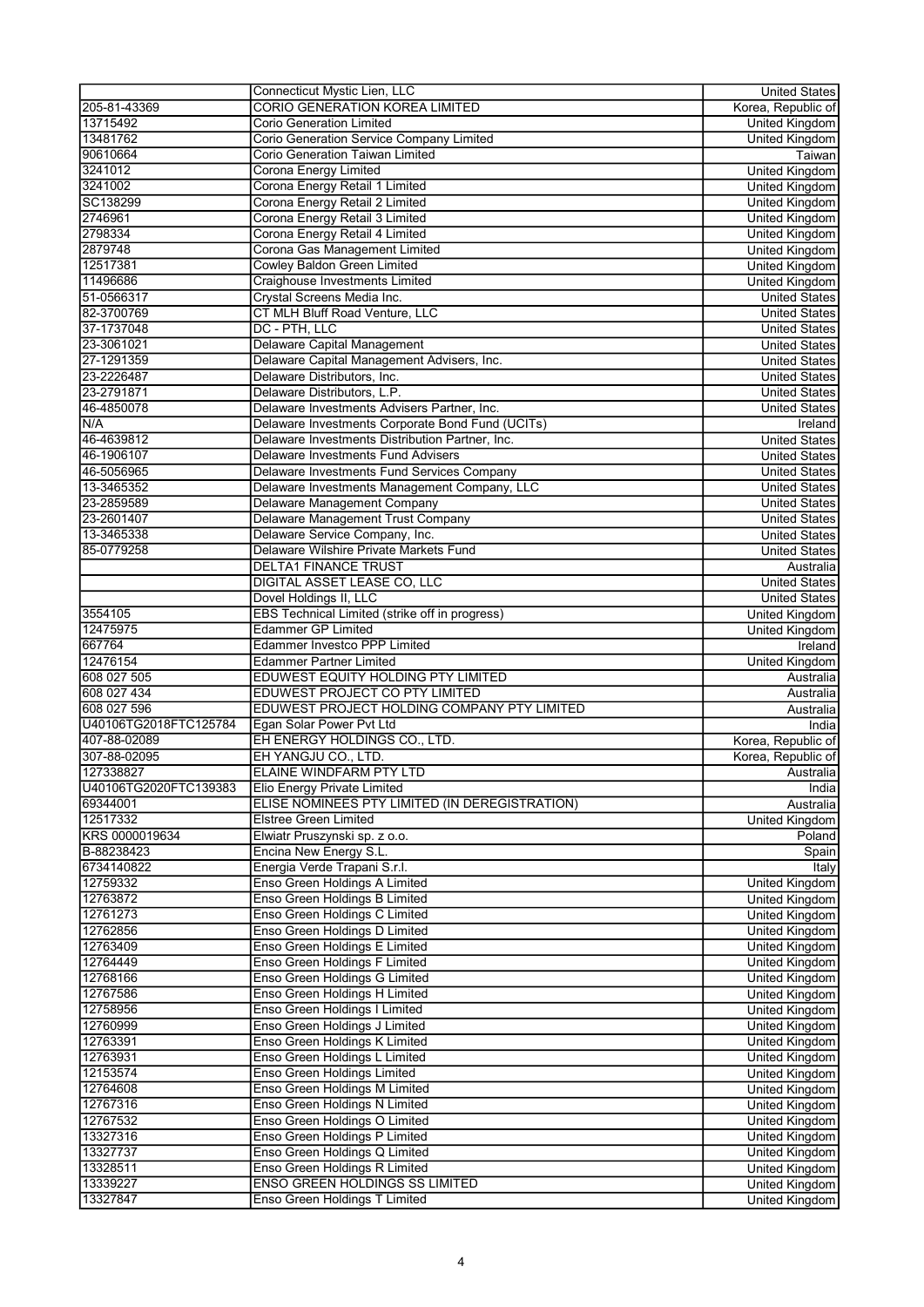|  |  |  |
|---|---|---|
|  | Connecticut Mystic Lien, LLC | United States |
| 205-81-43369 | CORIO GENERATION KOREA LIMITED | Korea, Republic of |
| 13715492 | Corio Generation Limited | United Kingdom |
| 13481762 | Corio Generation Service Company Limited | United Kingdom |
| 90610664 | Corio Generation Taiwan Limited | Taiwan |
| 3241012 | Corona Energy Limited | United Kingdom |
| 3241002 | Corona Energy Retail 1 Limited | United Kingdom |
| SC138299 | Corona Energy Retail 2 Limited | United Kingdom |
| 2746961 | Corona Energy Retail 3 Limited | United Kingdom |
| 2798334 | Corona Energy Retail 4 Limited | United Kingdom |
| 2879748 | Corona Gas Management Limited | United Kingdom |
| 12517381 | Cowley Baldon Green Limited | United Kingdom |
| 11496686 | Craighouse Investments Limited | United Kingdom |
| 51-0566317 | Crystal Screens Media Inc. | United States |
| 82-3700769 | CT MLH Bluff Road Venture, LLC | United States |
| 37-1737048 | DC - PTH, LLC | United States |
| 23-3061021 | Delaware Capital Management | United States |
| 27-1291359 | Delaware Capital Management Advisers, Inc. | United States |
| 23-2226487 | Delaware Distributors, Inc. | United States |
| 23-2791871 | Delaware Distributors, L.P. | United States |
| 46-4850078 | Delaware Investments Advisers Partner, Inc. | United States |
| N/A | Delaware Investments Corporate Bond Fund (UCITs) | Ireland |
| 46-4639812 | Delaware Investments Distribution Partner, Inc. | United States |
| 46-1906107 | Delaware Investments Fund Advisers | United States |
| 46-5056965 | Delaware Investments Fund Services Company | United States |
| 13-3465352 | Delaware Investments Management Company, LLC | United States |
| 23-2859589 | Delaware Management Company | United States |
| 23-2601407 | Delaware Management Trust Company | United States |
| 13-3465338 | Delaware Service Company, Inc. | United States |
| 85-0779258 | Delaware Wilshire Private Markets Fund | United States |
|  | DELTA1 FINANCE TRUST | Australia |
|  | DIGITAL ASSET LEASE CO, LLC | United States |
|  | Dovel Holdings II, LLC | United States |
| 3554105 | EBS Technical Limited (strike off in progress) | United Kingdom |
| 12475975 | Edammer GP Limited | United Kingdom |
| 667764 | Edammer Investco PPP Limited | Ireland |
| 12476154 | Edammer Partner Limited | United Kingdom |
| 608 027 505 | EDUWEST EQUITY HOLDING PTY LIMITED | Australia |
| 608 027 434 | EDUWEST PROJECT CO PTY LIMITED | Australia |
| 608 027 596 | EDUWEST PROJECT HOLDING COMPANY PTY LIMITED | Australia |
| U40106TG2018FTC125784 | Egan Solar Power Pvt Ltd | India |
| 407-88-02089 | EH ENERGY HOLDINGS CO., LTD. | Korea, Republic of |
| 307-88-02095 | EH YANGJU CO., LTD. | Korea, Republic of |
| 127338827 | ELAINE WINDFARM PTY LTD | Australia |
| U40106TG2020FTC139383 | Elio Energy Private Limited | India |
| 69344001 | ELISE NOMINEES PTY LIMITED (IN DEREGISTRATION) | Australia |
| 12517332 | Elstree Green Limited | United Kingdom |
| KRS 0000019634 | Elwiatr Pruszynski sp. z o.o. | Poland |
| B-88238423 | Encina New Energy S.L. | Spain |
| 6734140822 | Energia Verde Trapani S.r.l. | Italy |
| 12759332 | Enso Green Holdings A Limited | United Kingdom |
| 12763872 | Enso Green Holdings B Limited | United Kingdom |
| 12761273 | Enso Green Holdings C Limited | United Kingdom |
| 12762856 | Enso Green Holdings D Limited | United Kingdom |
| 12763409 | Enso Green Holdings E Limited | United Kingdom |
| 12764449 | Enso Green Holdings F Limited | United Kingdom |
| 12768166 | Enso Green Holdings G Limited | United Kingdom |
| 12767586 | Enso Green Holdings H Limited | United Kingdom |
| 12758956 | Enso Green Holdings I Limited | United Kingdom |
| 12760999 | Enso Green Holdings J Limited | United Kingdom |
| 12763391 | Enso Green Holdings K Limited | United Kingdom |
| 12763931 | Enso Green Holdings L Limited | United Kingdom |
| 12153574 | Enso Green Holdings Limited | United Kingdom |
| 12764608 | Enso Green Holdings M Limited | United Kingdom |
| 12767316 | Enso Green Holdings N Limited | United Kingdom |
| 12767532 | Enso Green Holdings O Limited | United Kingdom |
| 13327316 | Enso Green Holdings P Limited | United Kingdom |
| 13327737 | Enso Green Holdings Q Limited | United Kingdom |
| 13328511 | Enso Green Holdings R Limited | United Kingdom |
| 13339227 | ENSO GREEN HOLDINGS SS LIMITED | United Kingdom |
| 13327847 | Enso Green Holdings T Limited | United Kingdom |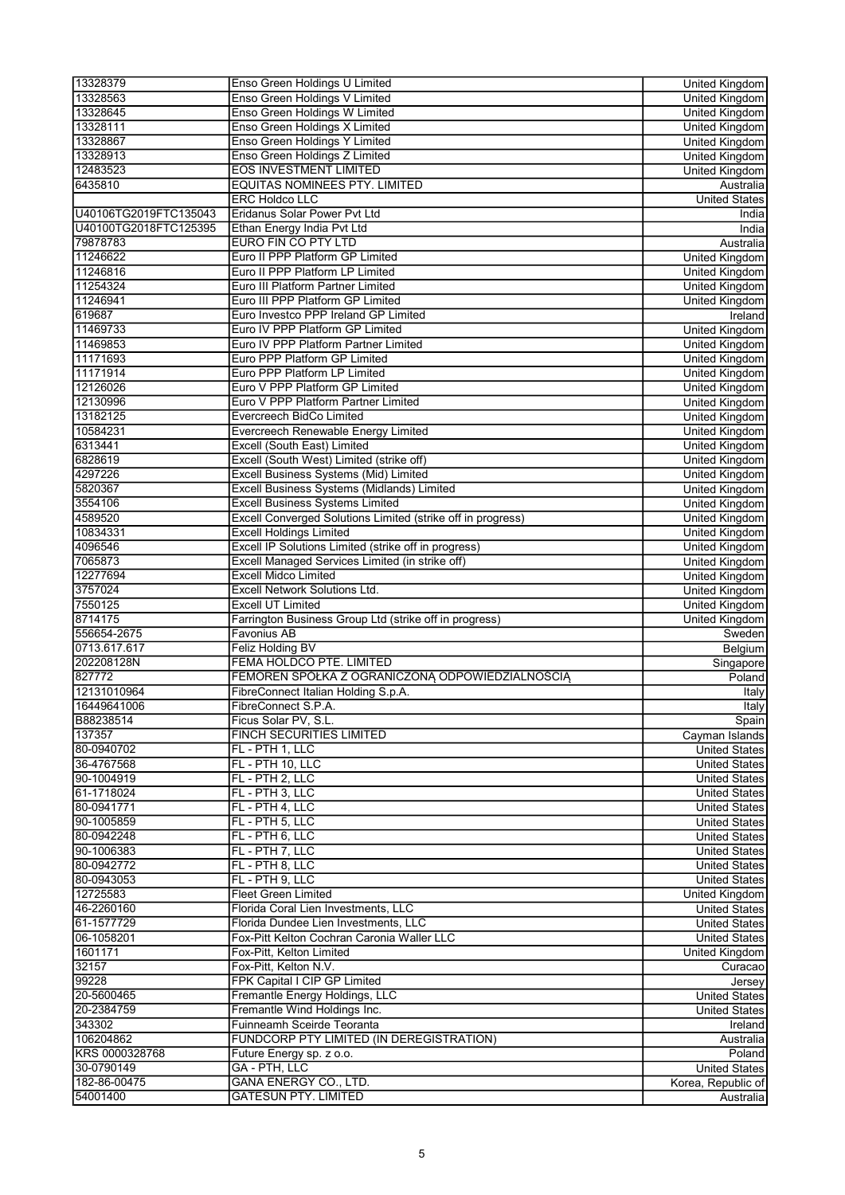| | | |
|---|---|---|
| 13328379 | Enso Green Holdings U Limited | United Kingdom |
| 13328563 | Enso Green Holdings V Limited | United Kingdom |
| 13328645 | Enso Green Holdings W Limited | United Kingdom |
| 13328111 | Enso Green Holdings X Limited | United Kingdom |
| 13328867 | Enso Green Holdings Y Limited | United Kingdom |
| 13328913 | Enso Green Holdings Z Limited | United Kingdom |
| 12483523 | EOS INVESTMENT LIMITED | United Kingdom |
| 6435810 | EQUITAS NOMINEES PTY. LIMITED | Australia |
| | ERC Holdco LLC | United States |
| U40106TG2019FTC135043 | Eridanus Solar Power Pvt Ltd | India |
| U40100TG2018FTC125395 | Ethan Energy India Pvt Ltd | India |
| 79878783 | EURO FIN CO PTY LTD | Australia |
| 11246622 | Euro II PPP Platform GP Limited | United Kingdom |
| 11246816 | Euro II PPP Platform LP Limited | United Kingdom |
| 11254324 | Euro III Platform Partner Limited | United Kingdom |
| 11246941 | Euro III PPP Platform GP Limited | United Kingdom |
| 619687 | Euro Investco PPP Ireland GP Limited | Ireland |
| 11469733 | Euro IV PPP Platform GP Limited | United Kingdom |
| 11469853 | Euro IV PPP Platform Partner Limited | United Kingdom |
| 11171693 | Euro PPP Platform GP Limited | United Kingdom |
| 11171914 | Euro PPP Platform LP Limited | United Kingdom |
| 12126026 | Euro V PPP Platform GP Limited | United Kingdom |
| 12130996 | Euro V PPP Platform Partner Limited | United Kingdom |
| 13182125 | Evercreech BidCo Limited | United Kingdom |
| 10584231 | Evercreech Renewable Energy Limited | United Kingdom |
| 6313441 | Excell (South East) Limited | United Kingdom |
| 6828619 | Excell (South West) Limited (strike off) | United Kingdom |
| 4297226 | Excell Business Systems (Mid) Limited | United Kingdom |
| 5820367 | Excell Business Systems (Midlands) Limited | United Kingdom |
| 3554106 | Excell Business Systems Limited | United Kingdom |
| 4589520 | Excell Converged Solutions Limited (strike off in progress) | United Kingdom |
| 10834331 | Excell Holdings Limited | United Kingdom |
| 4096546 | Excell IP Solutions Limited (strike off in progress) | United Kingdom |
| 7065873 | Excell Managed Services Limited (in strike off) | United Kingdom |
| 12277694 | Excell Midco Limited | United Kingdom |
| 3757024 | Excell Network Solutions Ltd. | United Kingdom |
| 7550125 | Excell UT Limited | United Kingdom |
| 8714175 | Farrington Business Group Ltd (strike off in progress) | United Kingdom |
| 556654-2675 | Favonius AB | Sweden |
| 0713.617.617 | Feliz Holding BV | Belgium |
| 202208128N | FEMA HOLDCO PTE. LIMITED | Singapore |
| 827772 | FEMOREN SPÓŁKA Z OGRANICZONĄ ODPOWIEDZIALNOŚCIĄ | Poland |
| 12131010964 | FibreConnect Italian Holding S.p.A. | Italy |
| 16449641006 | FibreConnect S.P.A. | Italy |
| B88238514 | Ficus Solar PV, S.L. | Spain |
| 137357 | FINCH SECURITIES LIMITED | Cayman Islands |
| 80-0940702 | FL - PTH 1, LLC | United States |
| 36-4767568 | FL - PTH 10, LLC | United States |
| 90-1004919 | FL - PTH 2, LLC | United States |
| 61-1718024 | FL - PTH 3, LLC | United States |
| 80-0941771 | FL - PTH 4, LLC | United States |
| 90-1005859 | FL - PTH 5, LLC | United States |
| 80-0942248 | FL - PTH 6, LLC | United States |
| 90-1006383 | FL - PTH 7, LLC | United States |
| 80-0942772 | FL - PTH 8, LLC | United States |
| 80-0943053 | FL - PTH 9, LLC | United States |
| 12725583 | Fleet Green Limited | United Kingdom |
| 46-2260160 | Florida Coral Lien Investments, LLC | United States |
| 61-1577729 | Florida Dundee Lien Investments, LLC | United States |
| 06-1058201 | Fox-Pitt Kelton Cochran Caronia Waller LLC | United States |
| 1601171 | Fox-Pitt, Kelton Limited | United Kingdom |
| 32157 | Fox-Pitt, Kelton N.V. | Curacao |
| 99228 | FPK Capital I CIP GP Limited | Jersey |
| 20-5600465 | Fremantle Energy Holdings, LLC | United States |
| 20-2384759 | Fremantle Wind Holdings Inc. | United States |
| 343302 | Fuinneamh Sceirde Teoranta | Ireland |
| 106204862 | FUNDCORP PTY LIMITED (IN DEREGISTRATION) | Australia |
| KRS 0000328768 | Future Energy sp. z o.o. | Poland |
| 30-0790149 | GA - PTH, LLC | United States |
| 182-86-00475 | GANA ENERGY CO., LTD. | Korea, Republic of |
| 54001400 | GATESUN PTY. LIMITED | Australia |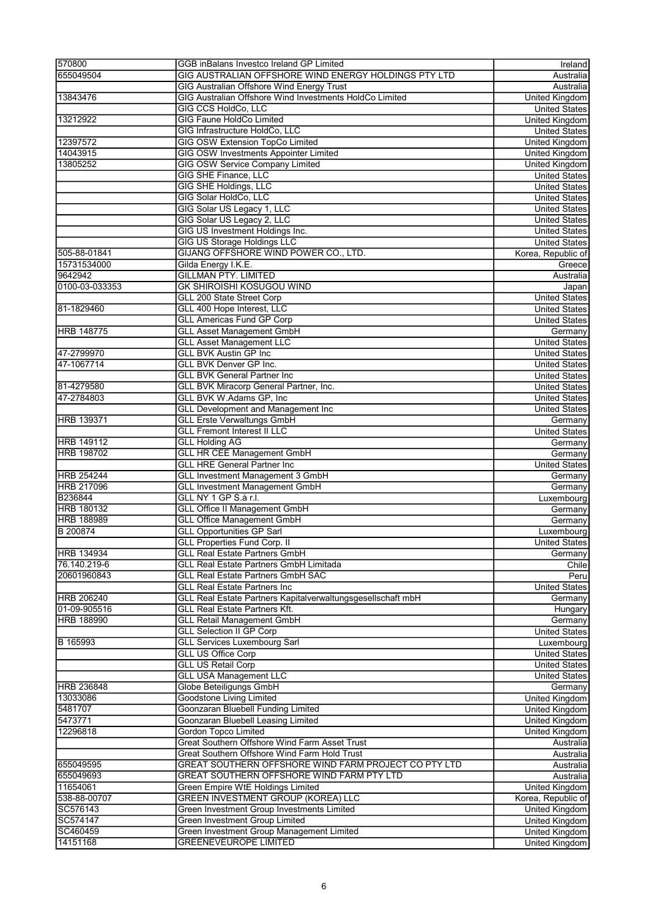| | | |
|---|---|---|
| 570800 | GGB inBalans Investco Ireland GP Limited | Ireland |
| 655049504 | GIG AUSTRALIAN OFFSHORE WIND ENERGY HOLDINGS PTY LTD | Australia |
| | GIG Australian Offshore Wind Energy Trust | Australia |
| 13843476 | GIG Australian Offshore Wind Investments HoldCo Limited | United Kingdom |
| | GIG CCS HoldCo, LLC | United States |
| 13212922 | GIG Faune HoldCo Limited | United Kingdom |
| | GIG Infrastructure HoldCo, LLC | United States |
| 12397572 | GIG OSW Extension TopCo Limited | United Kingdom |
| 14043915 | GIG OSW Investments Appointer Limited | United Kingdom |
| 13805252 | GIG OSW Service Company Limited | United Kingdom |
| | GIG SHE Finance, LLC | United States |
| | GIG SHE Holdings, LLC | United States |
| | GIG Solar HoldCo, LLC | United States |
| | GIG Solar US Legacy 1, LLC | United States |
| | GIG Solar US Legacy 2, LLC | United States |
| | GIG US Investment Holdings Inc. | United States |
| | GIG US Storage Holdings LLC | United States |
| 505-88-01841 | GIJANG OFFSHORE WIND POWER CO., LTD. | Korea, Republic of |
| 15731534000 | Gilda Energy I.K.E. | Greece |
| 9642942 | GILLMAN PTY. LIMITED | Australia |
| 0100-03-033353 | GK SHIROISHI KOSUGOU WIND | Japan |
| | GLL 200 State Street Corp | United States |
| 81-1829460 | GLL 400 Hope Interest, LLC | United States |
| | GLL Americas Fund GP Corp | United States |
| HRB 148775 | GLL Asset Management GmbH | Germany |
| | GLL Asset Management LLC | United States |
| 47-2799970 | GLL BVK Austin GP Inc | United States |
| 47-1067714 | GLL BVK Denver GP Inc. | United States |
| | GLL BVK General Partner Inc | United States |
| 81-4279580 | GLL BVK Miracorp General Partner, Inc. | United States |
| 47-2784803 | GLL BVK W.Adams GP, Inc | United States |
| | GLL Development and Management Inc | United States |
| HRB 139371 | GLL Erste Verwaltungs GmbH | Germany |
| | GLL Fremont Interest II LLC | United States |
| HRB 149112 | GLL Holding AG | Germany |
| HRB 198702 | GLL HR CEE Management GmbH | Germany |
| | GLL HRE General Partner Inc | United States |
| HRB 254244 | GLL Investment Management 3 GmbH | Germany |
| HRB 217096 | GLL Investment Management GmbH | Germany |
| B236844 | GLL NY 1 GP S.à r.l. | Luxembourg |
| HRB 180132 | GLL Office II Management GmbH | Germany |
| HRB 188989 | GLL Office Management GmbH | Germany |
| B 200874 | GLL Opportunities GP Sarl | Luxembourg |
| | GLL Properties Fund Corp. II | United States |
| HRB 134934 | GLL Real Estate Partners GmbH | Germany |
| 76.140.219-6 | GLL Real Estate Partners GmbH Limitada | Chile |
| 20601960843 | GLL Real Estate Partners GmbH SAC | Peru |
| | GLL Real Estate Partners Inc | United States |
| HRB 206240 | GLL Real Estate Partners Kapitalverwaltungsgesellschaft mbH | Germany |
| 01-09-905516 | GLL Real Estate Partners Kft. | Hungary |
| HRB 188990 | GLL Retail Management GmbH | Germany |
| | GLL Selection II GP Corp | United States |
| B 165993 | GLL Services Luxembourg Sarl | Luxembourg |
| | GLL US Office Corp | United States |
| | GLL US Retail Corp | United States |
| | GLL USA Management LLC | United States |
| HRB 236848 | Globe Beteiligungs GmbH | Germany |
| 13033086 | Goodstone Living Limited | United Kingdom |
| 5481707 | Goonzaran Bluebell Funding Limited | United Kingdom |
| 5473771 | Goonzaran Bluebell Leasing Limited | United Kingdom |
| 12296818 | Gordon Topco Limited | United Kingdom |
| | Great Southern Offshore Wind Farm Asset Trust | Australia |
| | Great Southern Offshore Wind Farm Hold Trust | Australia |
| 655049595 | GREAT SOUTHERN OFFSHORE WIND FARM PROJECT CO PTY LTD | Australia |
| 655049693 | GREAT SOUTHERN OFFSHORE WIND FARM PTY LTD | Australia |
| 11654061 | Green Empire WtE Holdings Limited | United Kingdom |
| 538-88-00707 | GREEN INVESTMENT GROUP (KOREA) LLC | Korea, Republic of |
| SC576143 | Green Investment Group Investments Limited | United Kingdom |
| SC574147 | Green Investment Group Limited | United Kingdom |
| SC460459 | Green Investment Group Management Limited | United Kingdom |
| 14151168 | GREENEVEUROPE LIMITED | United Kingdom |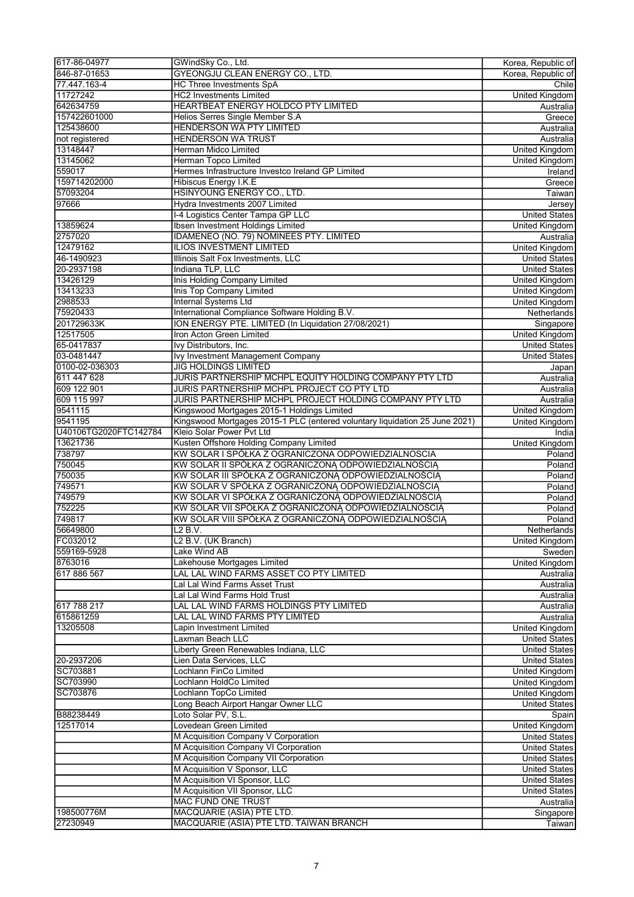| | | |
|---|---|---|
| 617-86-04977 | GWindSky Co., Ltd. | Korea, Republic of |
| 846-87-01653 | GYEONGJU CLEAN ENERGY CO., LTD. | Korea, Republic of |
| 77.447.163-4 | HC Three Investments SpA | Chile |
| 11727242 | HC2 Investments Limited | United Kingdom |
| 642634759 | HEARTBEAT ENERGY HOLDCO PTY LIMITED | Australia |
| 157422601000 | Helios Serres Single Member S.A | Greece |
| 125438600 | HENDERSON WA PTY LIMITED | Australia |
| not registered | HENDERSON WA TRUST | Australia |
| 13148447 | Herman Midco Limited | United Kingdom |
| 13145062 | Herman Topco Limited | United Kingdom |
| 559017 | Hermes Infrastructure Investco Ireland GP Limited | Ireland |
| 159714202000 | Hibiscus Energy I.K.E | Greece |
| 57093204 | HSINYOUNG ENERGY CO., LTD. | Taiwan |
| 97666 | Hydra Investments 2007 Limited | Jersey |
| | I-4 Logistics Center Tampa GP LLC | United States |
| 13859624 | Ibsen Investment Holdings Limited | United Kingdom |
| 2757020 | IDAMENEO (NO. 79) NOMINEES PTY. LIMITED | Australia |
| 12479162 | ILIOS INVESTMENT LIMITED | United Kingdom |
| 46-1490923 | Illinois Salt Fox Investments, LLC | United States |
| 20-2937198 | Indiana TLP, LLC | United States |
| 13426129 | Inis Holding Company Limited | United Kingdom |
| 13413233 | Inis Top Company Limited | United Kingdom |
| 2988533 | Internal Systems Ltd | United Kingdom |
| 75920433 | International Compliance Software Holding B.V. | Netherlands |
| 201729633K | ION ENERGY PTE. LIMITED (In Liquidation 27/08/2021) | Singapore |
| 12517505 | Iron Acton Green Limited | United Kingdom |
| 65-0417837 | Ivy Distributors, Inc. | United States |
| 03-0481447 | Ivy Investment Management Company | United States |
| 0100-02-036303 | JIG HOLDINGS LIMITED | Japan |
| 611 447 628 | JURIS PARTNERSHIP MCHPL EQUITY HOLDING COMPANY PTY LTD | Australia |
| 609 122 901 | JURIS PARTNERSHIP MCHPL PROJECT CO PTY LTD | Australia |
| 609 115 997 | JURIS PARTNERSHIP MCHPL PROJECT HOLDING COMPANY PTY LTD | Australia |
| 9541115 | Kingswood Mortgages 2015-1 Holdings Limited | United Kingdom |
| 9541195 | Kingswood Mortgages 2015-1 PLC (entered voluntary liquidation 25 June 2021) | United Kingdom |
| U40106TG2020FTC142784 | Kleio Solar Power Pvt Ltd | India |
| 13621736 | Kusten Offshore Holding Company Limited | United Kingdom |
| 738797 | KW SOLAR I SPÓŁKA Z OGRANICZONA ODPOWIEDZIALNOSCIA | Poland |
| 750045 | KW SOLAR II SPÓŁKA Z OGRANICZONĄ ODPOWIEDZIALNOŚCIĄ | Poland |
| 750035 | KW SOLAR III SPÓŁKA Z OGRANICZONĄ ODPOWIEDZIALNOŚCIĄ | Poland |
| 749571 | KW SOLAR V SPÓŁKA Z OGRANICZONĄ ODPOWIEDZIALNOŚCIĄ | Poland |
| 749579 | KW SOLAR VI SPÓŁKA Z OGRANICZONĄ ODPOWIEDZIALNOŚCIĄ | Poland |
| 752225 | KW SOLAR VII SPÓŁKA Z OGRANICZONĄ ODPOWIEDZIALNOŚCIĄ | Poland |
| 749817 | KW SOLAR VIII SPÓŁKA Z OGRANICZONĄ ODPOWIEDZIALNOŚCIĄ | Poland |
| 56649800 | L2 B.V. | Netherlands |
| FC032012 | L2 B.V. (UK Branch) | United Kingdom |
| 559169-5928 | Lake Wind AB | Sweden |
| 8763016 | Lakehouse Mortgages Limited | United Kingdom |
| 617 886 567 | LAL LAL WIND FARMS ASSET CO PTY LIMITED | Australia |
| | Lal Lal Wind Farms Asset Trust | Australia |
| | Lal Lal Wind Farms Hold Trust | Australia |
| 617 788 217 | LAL LAL WIND FARMS HOLDINGS PTY LIMITED | Australia |
| 615861259 | LAL LAL WIND FARMS PTY LIMITED | Australia |
| 13205508 | Lapin Investment Limited | United Kingdom |
| | Laxman Beach LLC | United States |
| | Liberty Green Renewables Indiana, LLC | United States |
| 20-2937206 | Lien Data Services, LLC | United States |
| SC703881 | Lochlann FinCo Limited | United Kingdom |
| SC703990 | Lochlann HoldCo Limited | United Kingdom |
| SC703876 | Lochlann TopCo Limited | United Kingdom |
| | Long Beach Airport Hangar Owner LLC | United States |
| B88238449 | Loto Solar PV, S.L. | Spain |
| 12517014 | Lovedean Green Limited | United Kingdom |
| | M Acquisition Company V Corporation | United States |
| | M Acquisition Company VI Corporation | United States |
| | M Acquisition Company VII Corporation | United States |
| | M Acquisition V Sponsor, LLC | United States |
| | M Acquisition VI Sponsor, LLC | United States |
| | M Acquisition VII Sponsor, LLC | United States |
| | MAC FUND ONE TRUST | Australia |
| 198500776M | MACQUARIE (ASIA) PTE LTD. | Singapore |
| 27230949 | MACQUARIE (ASIA) PTE LTD. TAIWAN BRANCH | Taiwan |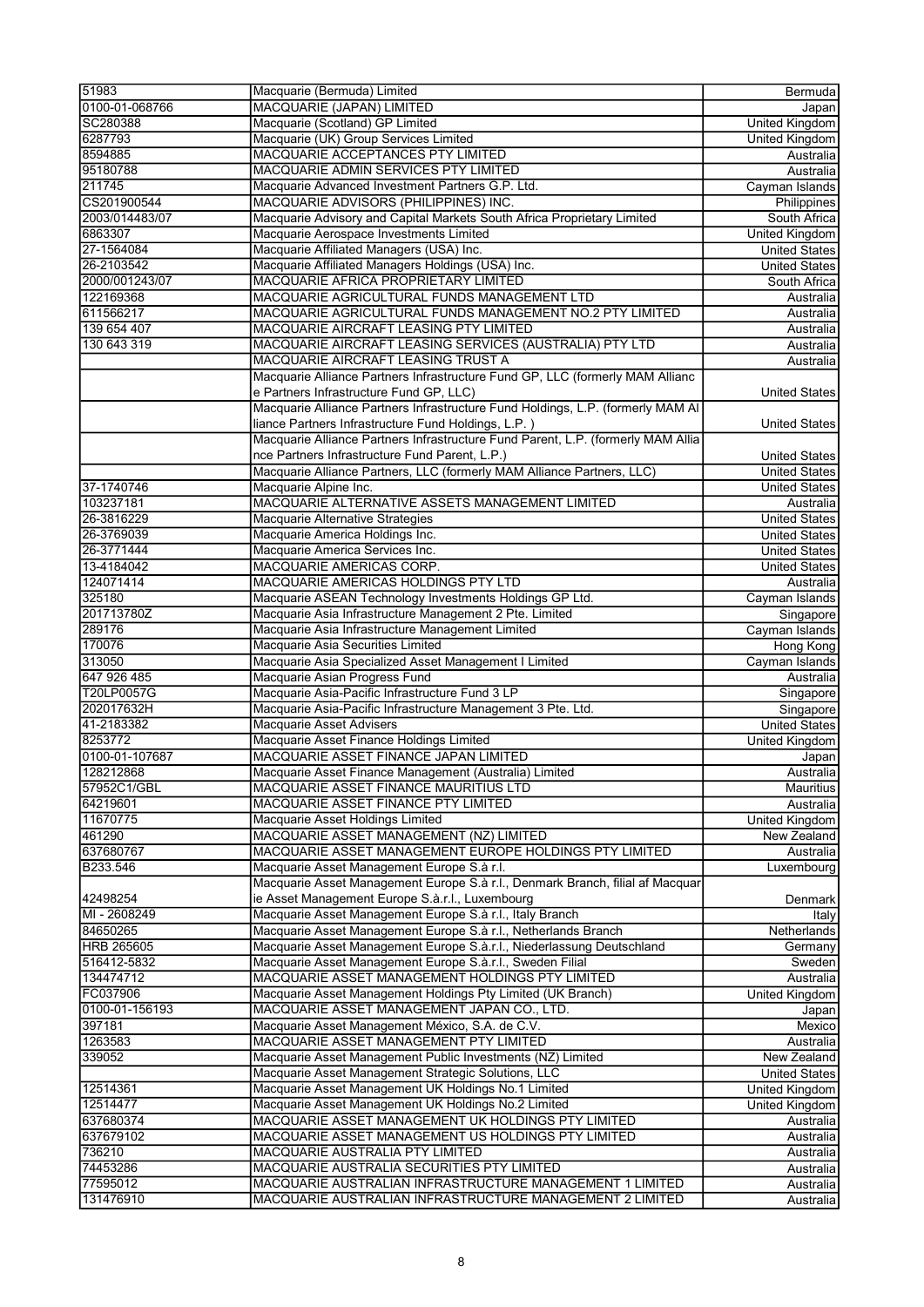| | | |
|---|---|---|
| 51983 | Macquarie (Bermuda) Limited | Bermuda |
| 0100-01-068766 | MACQUARIE (JAPAN) LIMITED | Japan |
| SC280388 | Macquarie (Scotland) GP Limited | United Kingdom |
| 6287793 | Macquarie (UK) Group Services Limited | United Kingdom |
| 8594885 | MACQUARIE ACCEPTANCES PTY LIMITED | Australia |
| 95180788 | MACQUARIE ADMIN SERVICES PTY LIMITED | Australia |
| 211745 | Macquarie Advanced Investment Partners G.P. Ltd. | Cayman Islands |
| CS201900544 | MACQUARIE ADVISORS (PHILIPPINES) INC. | Philippines |
| 2003/014483/07 | Macquarie Advisory and Capital Markets South Africa Proprietary Limited | South Africa |
| 6863307 | Macquarie Aerospace Investments Limited | United Kingdom |
| 27-1564084 | Macquarie Affiliated Managers (USA) Inc. | United States |
| 26-2103542 | Macquarie Affiliated Managers Holdings (USA) Inc. | United States |
| 2000/001243/07 | MACQUARIE AFRICA PROPRIETARY LIMITED | South Africa |
| 122169368 | MACQUARIE AGRICULTURAL FUNDS MANAGEMENT LTD | Australia |
| 611566217 | MACQUARIE AGRICULTURAL FUNDS MANAGEMENT NO.2 PTY LIMITED | Australia |
| 139 654 407 | MACQUARIE AIRCRAFT LEASING PTY LIMITED | Australia |
| 130 643 319 | MACQUARIE AIRCRAFT LEASING SERVICES (AUSTRALIA) PTY LTD | Australia |
| | MACQUARIE AIRCRAFT LEASING TRUST A | Australia |
| | Macquarie Alliance Partners Infrastructure Fund GP, LLC (formerly MAM Alliance Partners Infrastructure Fund GP, LLC) | United States |
| | Macquarie Alliance Partners Infrastructure Fund Holdings, L.P. (formerly MAM Alliance Partners Infrastructure Fund Holdings, L.P. ) | United States |
| | Macquarie Alliance Partners Infrastructure Fund Parent, L.P. (formerly MAM Alliance Partners Infrastructure Fund Parent, L.P.) | United States |
| | Macquarie Alliance Partners, LLC (formerly MAM Alliance Partners, LLC) | United States |
| 37-1740746 | Macquarie Alpine Inc. | United States |
| 103237181 | MACQUARIE ALTERNATIVE ASSETS MANAGEMENT LIMITED | Australia |
| 26-3816229 | Macquarie Alternative Strategies | United States |
| 26-3769039 | Macquarie America Holdings Inc. | United States |
| 26-3771444 | Macquarie America Services Inc. | United States |
| 13-4184042 | MACQUARIE AMERICAS CORP. | United States |
| 124071414 | MACQUARIE AMERICAS HOLDINGS PTY LTD | Australia |
| 325180 | Macquarie ASEAN Technology Investments Holdings GP Ltd. | Cayman Islands |
| 201713780Z | Macquarie Asia Infrastructure Management 2 Pte. Limited | Singapore |
| 289176 | Macquarie Asia Infrastructure Management Limited | Cayman Islands |
| 170076 | Macquarie Asia Securities Limited | Hong Kong |
| 313050 | Macquarie Asia Specialized Asset Management I Limited | Cayman Islands |
| 647 926 485 | Macquarie Asian Progress Fund | Australia |
| T20LP0057G | Macquarie Asia-Pacific Infrastructure Fund 3 LP | Singapore |
| 202017632H | Macquarie Asia-Pacific Infrastructure Management 3 Pte. Ltd. | Singapore |
| 41-2183382 | Macquarie Asset Advisers | United States |
| 8253772 | Macquarie Asset Finance Holdings Limited | United Kingdom |
| 0100-01-107687 | MACQUARIE ASSET FINANCE JAPAN LIMITED | Japan |
| 128212868 | Macquarie Asset Finance Management (Australia) Limited | Australia |
| 57952C1/GBL | MACQUARIE ASSET FINANCE MAURITIUS LTD | Mauritius |
| 64219601 | MACQUARIE ASSET FINANCE PTY LIMITED | Australia |
| 11670775 | Macquarie Asset Holdings Limited | United Kingdom |
| 461290 | MACQUARIE ASSET MANAGEMENT (NZ) LIMITED | New Zealand |
| 637680767 | MACQUARIE ASSET MANAGEMENT EUROPE HOLDINGS PTY LIMITED | Australia |
| B233.546 | Macquarie Asset Management Europe S.à r.l. | Luxembourg |
| 42498254 | Macquarie Asset Management Europe S.à r.l., Denmark Branch, filial af Macquarie Asset Management Europe S.à.r.l., Luxembourg | Denmark |
| MI - 2608249 | Macquarie Asset Management Europe S.à r.l., Italy Branch | Italy |
| 84650265 | Macquarie Asset Management Europe S.à r.l., Netherlands Branch | Netherlands |
| HRB 265605 | Macquarie Asset Management Europe S.à.r.l., Niederlassung Deutschland | Germany |
| 516412-5832 | Macquarie Asset Management Europe S.à.r.l., Sweden Filial | Sweden |
| 134474712 | MACQUARIE ASSET MANAGEMENT HOLDINGS PTY LIMITED | Australia |
| FC037906 | Macquarie Asset Management Holdings Pty Limited (UK Branch) | United Kingdom |
| 0100-01-156193 | MACQUARIE ASSET MANAGEMENT JAPAN CO., LTD. | Japan |
| 397181 | Macquarie Asset Management México, S.A. de C.V. | Mexico |
| 1263583 | MACQUARIE ASSET MANAGEMENT PTY LIMITED | Australia |
| 339052 | Macquarie Asset Management Public Investments (NZ) Limited | New Zealand |
| | Macquarie Asset Management Strategic Solutions, LLC | United States |
| 12514361 | Macquarie Asset Management UK Holdings No.1 Limited | United Kingdom |
| 12514477 | Macquarie Asset Management UK Holdings No.2 Limited | United Kingdom |
| 637680374 | MACQUARIE ASSET MANAGEMENT UK HOLDINGS PTY LIMITED | Australia |
| 637679102 | MACQUARIE ASSET MANAGEMENT US HOLDINGS PTY LIMITED | Australia |
| 736210 | MACQUARIE AUSTRALIA PTY LIMITED | Australia |
| 74453286 | MACQUARIE AUSTRALIA SECURITIES PTY LIMITED | Australia |
| 77595012 | MACQUARIE AUSTRALIAN INFRASTRUCTURE MANAGEMENT 1 LIMITED | Australia |
| 131476910 | MACQUARIE AUSTRALIAN INFRASTRUCTURE MANAGEMENT 2 LIMITED | Australia |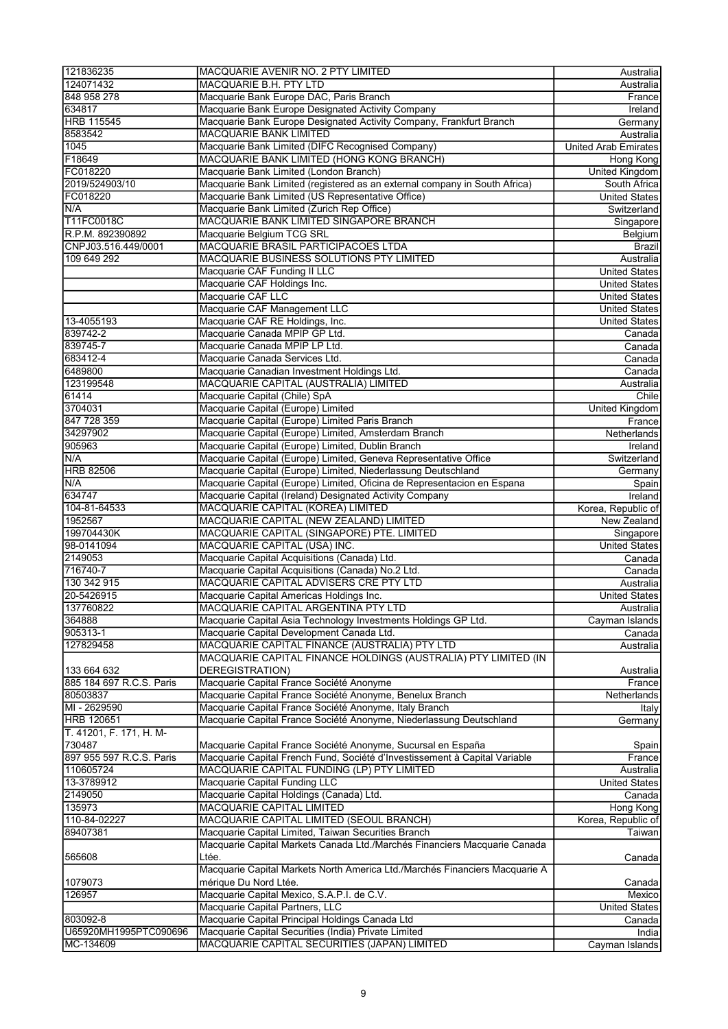| | | |
|---|---|---|
| 121836235 | MACQUARIE AVENIR NO. 2 PTY LIMITED | Australia |
| 124071432 | MACQUARIE B.H. PTY LTD | Australia |
| 848 958 278 | Macquarie Bank Europe DAC, Paris Branch | France |
| 634817 | Macquarie Bank Europe Designated Activity Company | Ireland |
| HRB 115545 | Macquarie Bank Europe Designated Activity Company, Frankfurt Branch | Germany |
| 8583542 | MACQUARIE BANK LIMITED | Australia |
| 1045 | Macquarie Bank Limited (DIFC Recognised Company) | United Arab Emirates |
| F18649 | MACQUARIE BANK LIMITED (HONG KONG BRANCH) | Hong Kong |
| FC018220 | Macquarie Bank Limited (London Branch) | United Kingdom |
| 2019/524903/10 | Macquarie Bank Limited (registered as an external company in South Africa) | South Africa |
| FC018220 | Macquarie Bank Limited (US Representative Office) | United States |
| N/A | Macquarie Bank Limited (Zurich Rep Office) | Switzerland |
| T11FC0018C | MACQUARIE BANK LIMITED SINGAPORE BRANCH | Singapore |
| R.P.M. 892390892 | Macquarie Belgium TCG SRL | Belgium |
| CNPJ03.516.449/0001 | MACQUARIE BRASIL PARTICIPACOES LTDA | Brazil |
| 109 649 292 | MACQUARIE BUSINESS SOLUTIONS PTY LIMITED | Australia |
| | Macquarie CAF Funding II LLC | United States |
| | Macquarie CAF Holdings Inc. | United States |
| | Macquarie CAF LLC | United States |
| | Macquarie CAF Management LLC | United States |
| 13-4055193 | Macquarie CAF RE Holdings, Inc. | United States |
| 839742-2 | Macquarie Canada MPIP GP Ltd. | Canada |
| 839745-7 | Macquarie Canada MPIP LP Ltd. | Canada |
| 683412-4 | Macquarie Canada Services Ltd. | Canada |
| 6489800 | Macquarie Canadian Investment Holdings Ltd. | Canada |
| 123199548 | MACQUARIE CAPITAL (AUSTRALIA) LIMITED | Australia |
| 61414 | Macquarie Capital (Chile) SpA | Chile |
| 3704031 | Macquarie Capital (Europe) Limited | United Kingdom |
| 847 728 359 | Macquarie Capital (Europe) Limited Paris Branch | France |
| 34297902 | Macquarie Capital (Europe) Limited, Amsterdam Branch | Netherlands |
| 905963 | Macquarie Capital (Europe) Limited, Dublin Branch | Ireland |
| N/A | Macquarie Capital (Europe) Limited, Geneva Representative Office | Switzerland |
| HRB 82506 | Macquarie Capital (Europe) Limited, Niederlassung Deutschland | Germany |
| N/A | Macquarie Capital (Europe) Limited, Oficina de Representacion en Espana | Spain |
| 634747 | Macquarie Capital (Ireland) Designated Activity Company | Ireland |
| 104-81-64533 | MACQUARIE CAPITAL (KOREA) LIMITED | Korea, Republic of |
| 1952567 | MACQUARIE CAPITAL (NEW ZEALAND) LIMITED | New Zealand |
| 199704430K | MACQUARIE CAPITAL (SINGAPORE) PTE. LIMITED | Singapore |
| 98-0141094 | MACQUARIE CAPITAL (USA) INC. | United States |
| 2149053 | Macquarie Capital Acquisitions (Canada) Ltd. | Canada |
| 716740-7 | Macquarie Capital Acquisitions (Canada) No.2 Ltd. | Canada |
| 130 342 915 | MACQUARIE CAPITAL ADVISERS CRE PTY LTD | Australia |
| 20-5426915 | Macquarie Capital Americas Holdings Inc. | United States |
| 137760822 | MACQUARIE CAPITAL ARGENTINA PTY LTD | Australia |
| 364888 | Macquarie Capital Asia Technology Investments Holdings GP Ltd. | Cayman Islands |
| 905313-1 | Macquarie Capital Development Canada Ltd. | Canada |
| 127829458 | MACQUARIE CAPITAL FINANCE (AUSTRALIA) PTY LTD | Australia |
| 133 664 632 | MACQUARIE CAPITAL FINANCE HOLDINGS (AUSTRALIA) PTY LIMITED (IN DEREGISTRATION) | Australia |
| 885 184 697 R.C.S. Paris | Macquarie Capital France Société Anonyme | France |
| 80503837 | Macquarie Capital France Société Anonyme, Benelux Branch | Netherlands |
| MI - 2629590 | Macquarie Capital France Société Anonyme, Italy Branch | Italy |
| HRB 120651 | Macquarie Capital France Société Anonyme, Niederlassung Deutschland | Germany |
| T. 41201, F. 171, H. M-730487 | Macquarie Capital France Société Anonyme, Sucursal en España | Spain |
| 897 955 597 R.C.S. Paris | Macquarie Capital French Fund, Société d'Investissement à Capital Variable | France |
| 110605724 | MACQUARIE CAPITAL FUNDING (LP) PTY LIMITED | Australia |
| 13-3789912 | Macquarie Capital Funding LLC | United States |
| 2149050 | Macquarie Capital Holdings (Canada) Ltd. | Canada |
| 135973 | MACQUARIE CAPITAL LIMITED | Hong Kong |
| 110-84-02227 | MACQUARIE CAPITAL LIMITED (SEOUL BRANCH) | Korea, Republic of |
| 89407381 | Macquarie Capital Limited, Taiwan Securities Branch | Taiwan |
| 565608 | Macquarie Capital Markets Canada Ltd./Marchés Financiers Macquarie Canada Ltée. | Canada |
| 1079073 | Macquarie Capital Markets North America Ltd./Marchés Financiers Macquarie Amérique Du Nord Ltée. | Canada |
| 126957 | Macquarie Capital Mexico, S.A.P.I. de C.V. | Mexico |
| | Macquarie Capital Partners, LLC | United States |
| 803092-8 | Macquarie Capital Principal Holdings Canada Ltd | Canada |
| U65920MH1995PTC090696 | Macquarie Capital Securities (India) Private Limited | India |
| MC-134609 | MACQUARIE CAPITAL SECURITIES (JAPAN) LIMITED | Cayman Islands |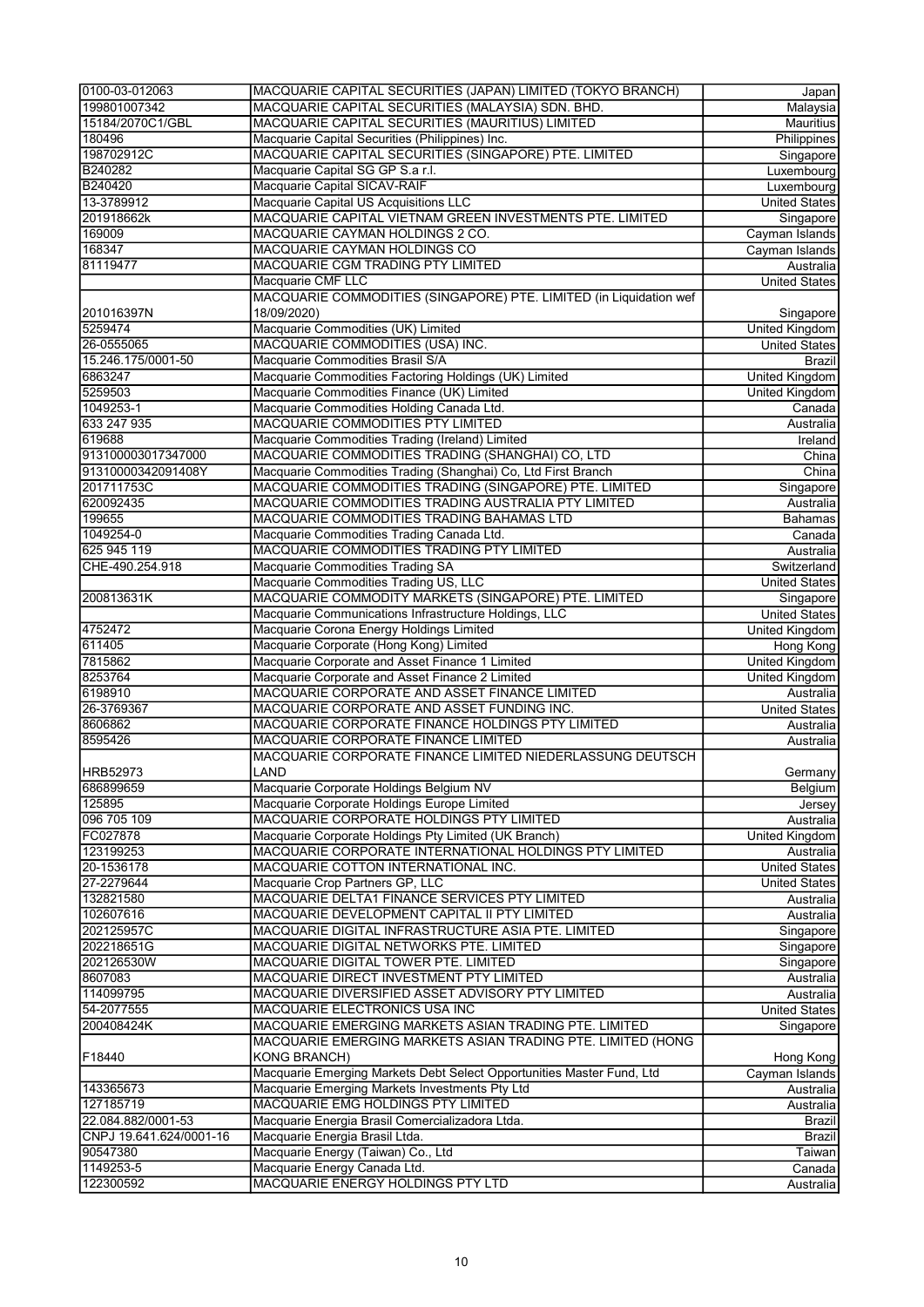| | | |
|---|---|---|
| 0100-03-012063 | MACQUARIE CAPITAL SECURITIES (JAPAN) LIMITED (TOKYO BRANCH) | Japan |
| 199801007342 | MACQUARIE CAPITAL SECURITIES (MALAYSIA) SDN. BHD. | Malaysia |
| 15184/2070C1/GBL | MACQUARIE CAPITAL SECURITIES (MAURITIUS) LIMITED | Mauritius |
| 180496 | Macquarie Capital Securities (Philippines) Inc. | Philippines |
| 198702912C | MACQUARIE CAPITAL SECURITIES (SINGAPORE) PTE. LIMITED | Singapore |
| B240282 | Macquarie Capital SG GP S.a r.l. | Luxembourg |
| B240420 | Macquarie Capital SICAV-RAIF | Luxembourg |
| 13-3789912 | Macquarie Capital US Acquisitions LLC | United States |
| 201918662k | MACQUARIE CAPITAL VIETNAM GREEN INVESTMENTS PTE. LIMITED | Singapore |
| 169009 | MACQUARIE CAYMAN HOLDINGS 2 CO. | Cayman Islands |
| 168347 | MACQUARIE CAYMAN HOLDINGS CO | Cayman Islands |
| 81119477 | MACQUARIE CGM TRADING PTY LIMITED | Australia |
| | Macquarie CMF LLC | United States |
| 201016397N | MACQUARIE COMMODITIES (SINGAPORE) PTE. LIMITED (in Liquidation wef 18/09/2020) | Singapore |
| 5259474 | Macquarie Commodities (UK) Limited | United Kingdom |
| 26-0555065 | MACQUARIE COMMODITIES (USA) INC. | United States |
| 15.246.175/0001-50 | Macquarie Commodities Brasil S/A | Brazil |
| 6863247 | Macquarie Commodities Factoring Holdings (UK) Limited | United Kingdom |
| 5259503 | Macquarie Commodities Finance (UK) Limited | United Kingdom |
| 1049253-1 | Macquarie Commodities Holding Canada Ltd. | Canada |
| 633 247 935 | MACQUARIE COMMODITIES PTY LIMITED | Australia |
| 619688 | Macquarie Commodities Trading (Ireland) Limited | Ireland |
| 913100003017347000 | MACQUARIE COMMODITIES TRADING (SHANGHAI) CO, LTD | China |
| 91310000342091408Y | Macquarie Commodities Trading (Shanghai) Co, Ltd First Branch | China |
| 201711753C | MACQUARIE COMMODITIES TRADING (SINGAPORE) PTE. LIMITED | Singapore |
| 620092435 | MACQUARIE COMMODITIES TRADING AUSTRALIA PTY LIMITED | Australia |
| 199655 | MACQUARIE COMMODITIES TRADING BAHAMAS LTD | Bahamas |
| 1049254-0 | Macquarie Commodities Trading Canada Ltd. | Canada |
| 625 945 119 | MACQUARIE COMMODITIES TRADING PTY LIMITED | Australia |
| CHE-490.254.918 | Macquarie Commodities Trading SA | Switzerland |
| | Macquarie Commodities Trading US, LLC | United States |
| 200813631K | MACQUARIE COMMODITY MARKETS (SINGAPORE) PTE. LIMITED | Singapore |
| | Macquarie Communications Infrastructure Holdings, LLC | United States |
| 4752472 | Macquarie Corona Energy Holdings Limited | United Kingdom |
| 611405 | Macquarie Corporate (Hong Kong) Limited | Hong Kong |
| 7815862 | Macquarie Corporate and Asset Finance 1 Limited | United Kingdom |
| 8253764 | Macquarie Corporate and Asset Finance 2 Limited | United Kingdom |
| 6198910 | MACQUARIE CORPORATE AND ASSET FINANCE LIMITED | Australia |
| 26-3769367 | MACQUARIE CORPORATE AND ASSET FUNDING INC. | United States |
| 8606862 | MACQUARIE CORPORATE FINANCE HOLDINGS PTY LIMITED | Australia |
| 8595426 | MACQUARIE CORPORATE FINANCE LIMITED | Australia |
| HRB52973 | MACQUARIE CORPORATE FINANCE LIMITED NIEDERLASSUNG DEUTSCH LAND | Germany |
| 686899659 | Macquarie Corporate Holdings Belgium NV | Belgium |
| 125895 | Macquarie Corporate Holdings Europe Limited | Jersey |
| 096 705 109 | MACQUARIE CORPORATE HOLDINGS PTY LIMITED | Australia |
| FC027878 | Macquarie Corporate Holdings Pty Limited (UK Branch) | United Kingdom |
| 123199253 | MACQUARIE CORPORATE INTERNATIONAL HOLDINGS PTY LIMITED | Australia |
| 20-1536178 | MACQUARIE COTTON INTERNATIONAL INC. | United States |
| 27-2279644 | Macquarie Crop Partners GP, LLC | United States |
| 132821580 | MACQUARIE DELTA1 FINANCE SERVICES PTY LIMITED | Australia |
| 102607616 | MACQUARIE DEVELOPMENT CAPITAL II PTY LIMITED | Australia |
| 202125957C | MACQUARIE DIGITAL INFRASTRUCTURE ASIA PTE. LIMITED | Singapore |
| 202218651G | MACQUARIE DIGITAL NETWORKS PTE. LIMITED | Singapore |
| 202126530W | MACQUARIE DIGITAL TOWER PTE. LIMITED | Singapore |
| 8607083 | MACQUARIE DIRECT INVESTMENT PTY LIMITED | Australia |
| 114099795 | MACQUARIE DIVERSIFIED ASSET ADVISORY PTY LIMITED | Australia |
| 54-2077555 | MACQUARIE ELECTRONICS USA INC | United States |
| 200408424K | MACQUARIE EMERGING MARKETS ASIAN TRADING PTE. LIMITED | Singapore |
| F18440 | MACQUARIE EMERGING MARKETS ASIAN TRADING PTE. LIMITED (HONG KONG BRANCH) | Hong Kong |
| | Macquarie Emerging Markets Debt Select Opportunities Master Fund, Ltd | Cayman Islands |
| 143365673 | Macquarie Emerging Markets Investments Pty Ltd | Australia |
| 127185719 | MACQUARIE EMG HOLDINGS PTY LIMITED | Australia |
| 22.084.882/0001-53 | Macquarie Energia Brasil Comercializadora Ltda. | Brazil |
| CNPJ 19.641.624/0001-16 | Macquarie Energia Brasil Ltda. | Brazil |
| 90547380 | Macquarie Energy (Taiwan) Co., Ltd | Taiwan |
| 1149253-5 | Macquarie Energy Canada Ltd. | Canada |
| 122300592 | MACQUARIE ENERGY HOLDINGS PTY LTD | Australia |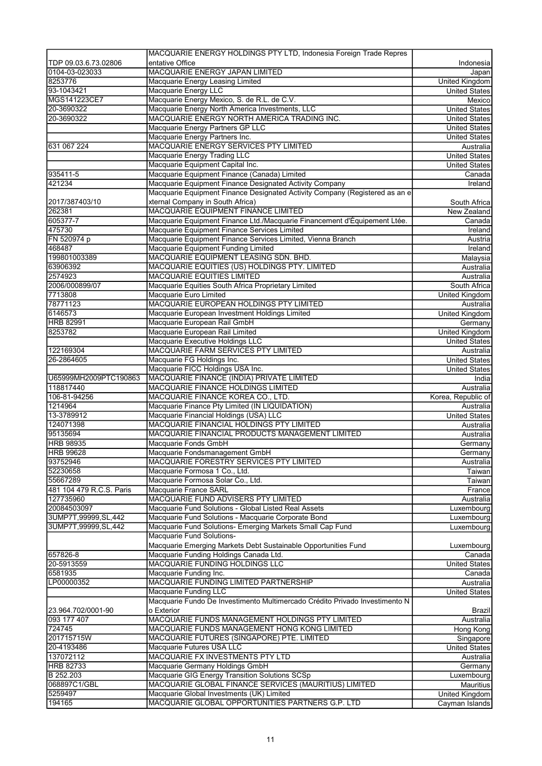| | | |
|---|---|---|
| TDP 09.03.6.73.02806 | MACQUARIE ENERGY HOLDINGS PTY LTD, Indonesia Foreign Trade Representative Office | Indonesia |
| 0104-03-023033 | MACQUARIE ENERGY JAPAN LIMITED | Japan |
| 8253776 | Macquarie Energy Leasing Limited | United Kingdom |
| 93-1043421 | Macquarie Energy LLC | United States |
| MGS141223CE7 | Macquarie Energy Mexico, S. de R.L. de C.V. | Mexico |
| 20-3690322 | Macquarie Energy North America Investments, LLC | United States |
| 20-3690322 | MACQUARIE ENERGY NORTH AMERICA TRADING INC. | United States |
| | Macquarie Energy Partners GP LLC | United States |
| | Macquarie Energy Partners Inc. | United States |
| 631 067 224 | MACQUARIE ENERGY SERVICES PTY LIMITED | Australia |
| | Macquarie Energy Trading LLC | United States |
| | Macquarie Equipment Capital Inc. | United States |
| 935411-5 | Macquarie Equipment Finance (Canada) Limited | Canada |
| 421234 | Macquarie Equipment Finance Designated Activity Company | Ireland |
| 2017/387403/10 | Macquarie Equipment Finance Designated Activity Company (Registered as an external Company in South Africa) | South Africa |
| 262381 | MACQUARIE EQUIPMENT FINANCE LIMITED | New Zealand |
| 605377-7 | Macquarie Equipment Finance Ltd./Macquarie Financement d'Équipement Ltée. | Canada |
| 475730 | Macquarie Equipment Finance Services Limited | Ireland |
| FN 520974 p | Macquarie Equipment Finance Services Limited, Vienna Branch | Austria |
| 468487 | Macquarie Equipment Funding Limited | Ireland |
| 199801003389 | MACQUARIE EQUIPMENT LEASING SDN. BHD. | Malaysia |
| 63906392 | MACQUARIE EQUITIES (US) HOLDINGS PTY. LIMITED | Australia |
| 2574923 | MACQUARIE EQUITIES LIMITED | Australia |
| 2006/000899/07 | Macquarie Equities South Africa Proprietary Limited | South Africa |
| 7713808 | Macquarie Euro Limited | United Kingdom |
| 78771123 | MACQUARIE EUROPEAN HOLDINGS PTY LIMITED | Australia |
| 6146573 | Macquarie European Investment Holdings Limited | United Kingdom |
| HRB 82991 | Macquarie European Rail GmbH | Germany |
| 8253782 | Macquarie European Rail Limited | United Kingdom |
| | Macquarie Executive Holdings LLC | United States |
| 122169304 | MACQUARIE FARM SERVICES PTY LIMITED | Australia |
| 26-2864605 | Macquarie FG Holdings Inc. | United States |
| | Macquarie FICC Holdings USA Inc. | United States |
| U65999MH2009PTC190863 | MACQUARIE FINANCE (INDIA) PRIVATE LIMITED | India |
| 118817440 | MACQUARIE FINANCE HOLDINGS LIMITED | Australia |
| 106-81-94256 | MACQUARIE FINANCE KOREA CO., LTD. | Korea, Republic of |
| 1214964 | Macquarie Finance Pty Limited (IN LIQUIDATION) | Australia |
| 13-3789912 | Macquarie Financial Holdings (USA) LLC | United States |
| 124071398 | MACQUARIE FINANCIAL HOLDINGS PTY LIMITED | Australia |
| 95135694 | MACQUARIE FINANCIAL PRODUCTS MANAGEMENT LIMITED | Australia |
| HRB 98935 | Macquarie Fonds GmbH | Germany |
| HRB 99628 | Macquarie Fondsmanagement GmbH | Germany |
| 93752946 | MACQUARIE FORESTRY SERVICES PTY LIMITED | Australia |
| 52230658 | Macquarie Formosa 1 Co., Ltd. | Taiwan |
| 55667289 | Macquarie Formosa Solar Co., Ltd. | Taiwan |
| 481 104 479 R.C.S. Paris | Macquarie France SARL | France |
| 127735960 | MACQUARIE FUND ADVISERS PTY LIMITED | Australia |
| 20084503097 | Macquarie Fund Solutions - Global Listed Real Assets | Luxembourg |
| 3UMP7T,99999,SL,442 | Macquarie Fund Solutions - Macquarie Corporate Bond | Luxembourg |
| 3UMP7T,99999,SL,442 | Macquarie Fund Solutions- Emerging Markets Small Cap Fund | Luxembourg |
| | Macquarie Fund Solutions- Macquarie Emerging Markets Debt Sustainable Opportunities Fund | Luxembourg |
| 657826-8 | Macquarie Funding Holdings Canada Ltd. | Canada |
| 20-5913559 | MACQUARIE FUNDING HOLDINGS LLC | United States |
| 6581935 | Macquarie Funding Inc. | Canada |
| LP00000352 | MACQUARIE FUNDING LIMITED PARTNERSHIP | Australia |
| | Macquarie Funding LLC | United States |
| 23.964.702/0001-90 | Macquarie Fundo De Investimento Multimercado Crédito Privado Investimento No Exterior | Brazil |
| 093 177 407 | MACQUARIE FUNDS MANAGEMENT HOLDINGS PTY LIMITED | Australia |
| 724745 | MACQUARIE FUNDS MANAGEMENT HONG KONG LIMITED | Hong Kong |
| 201715715W | MACQUARIE FUTURES (SINGAPORE) PTE. LIMITED | Singapore |
| 20-4193486 | Macquarie Futures USA LLC | United States |
| 137072112 | MACQUARIE FX INVESTMENTS PTY LTD | Australia |
| HRB 82733 | Macquarie Germany Holdings GmbH | Germany |
| B 252.203 | Macquarie GIG Energy Transition Solutions SCSp | Luxembourg |
| 068897C1/GBL | MACQUARIE GLOBAL FINANCE SERVICES (MAURITIUS) LIMITED | Mauritius |
| 5259497 | Macquarie Global Investments (UK) Limited | United Kingdom |
| 194165 | MACQUARIE GLOBAL OPPORTUNITIES PARTNERS G.P. LTD | Cayman Islands |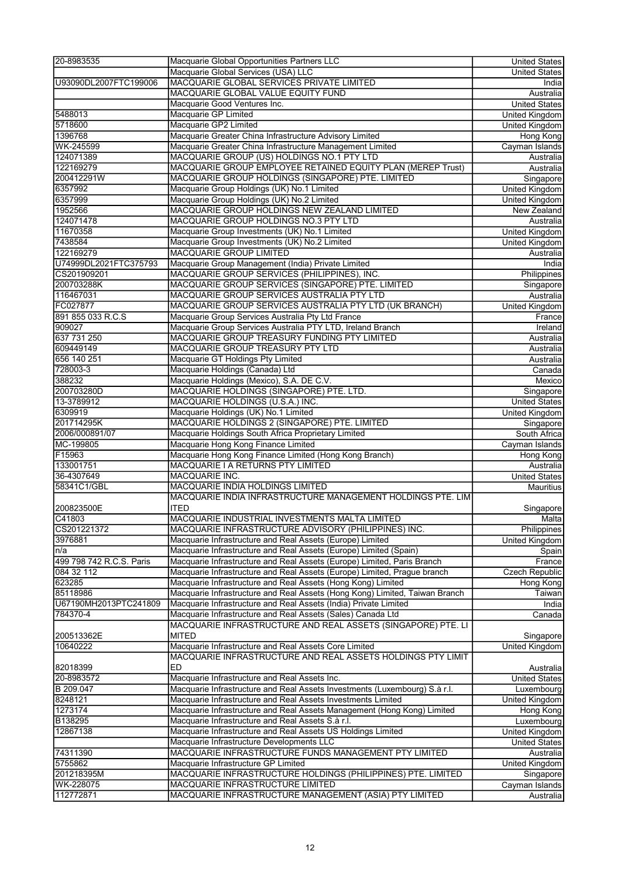| | | |
|---|---|---|
| 20-8983535 | Macquarie Global Opportunities Partners LLC | United States |
| | Macquarie Global Services (USA) LLC | United States |
| U93090DL2007FTC199006 | MACQUARIE GLOBAL SERVICES PRIVATE LIMITED | India |
| | MACQUARIE GLOBAL VALUE EQUITY FUND | Australia |
| | Macquarie Good Ventures Inc. | United States |
| 5488013 | Macquarie GP Limited | United Kingdom |
| 5718600 | Macquarie GP2 Limited | United Kingdom |
| 1396768 | Macquarie Greater China Infrastructure Advisory Limited | Hong Kong |
| WK-245599 | Macquarie Greater China Infrastructure Management Limited | Cayman Islands |
| 124071389 | MACQUARIE GROUP (US) HOLDINGS NO.1 PTY LTD | Australia |
| 122169279 | MACQUARIE GROUP EMPLOYEE RETAINED EQUITY PLAN (MEREP Trust) | Australia |
| 200412291W | MACQUARIE GROUP HOLDINGS (SINGAPORE) PTE. LIMITED | Singapore |
| 6357992 | Macquarie Group Holdings (UK) No.1 Limited | United Kingdom |
| 6357999 | Macquarie Group Holdings (UK) No.2 Limited | United Kingdom |
| 1952566 | MACQUARIE GROUP HOLDINGS NEW ZEALAND LIMITED | New Zealand |
| 124071478 | MACQUARIE GROUP HOLDINGS NO.3 PTY LTD | Australia |
| 11670358 | Macquarie Group Investments (UK) No.1 Limited | United Kingdom |
| 7438584 | Macquarie Group Investments (UK) No.2 Limited | United Kingdom |
| 122169279 | MACQUARIE GROUP LIMITED | Australia |
| U74999DL2021FTC375793 | Macquarie Group Management (India) Private Limited | India |
| CS201909201 | MACQUARIE GROUP SERVICES (PHILIPPINES), INC. | Philippines |
| 200703288K | MACQUARIE GROUP SERVICES (SINGAPORE) PTE. LIMITED | Singapore |
| 116467031 | MACQUARIE GROUP SERVICES AUSTRALIA PTY LTD | Australia |
| FC027877 | MACQUARIE GROUP SERVICES AUSTRALIA PTY LTD (UK BRANCH) | United Kingdom |
| 891 855 033 R.C.S | Macquarie Group Services Australia Pty Ltd France | France |
| 909027 | Macquarie Group Services Australia PTY LTD, Ireland Branch | Ireland |
| 637 731 250 | MACQUARIE GROUP TREASURY FUNDING PTY LIMITED | Australia |
| 609449149 | MACQUARIE GROUP TREASURY PTY LTD | Australia |
| 656 140 251 | Macquarie GT Holdings Pty Limited | Australia |
| 728003-3 | Macquarie Holdings (Canada) Ltd | Canada |
| 388232 | Macquarie Holdings (Mexico), S.A. DE C.V. | Mexico |
| 200703280D | MACQUARIE HOLDINGS (SINGAPORE) PTE. LTD. | Singapore |
| 13-3789912 | MACQUARIE HOLDINGS (U.S.A.) INC. | United States |
| 6309919 | Macquarie Holdings (UK) No.1 Limited | United Kingdom |
| 201714295K | MACQUARIE HOLDINGS 2 (SINGAPORE) PTE. LIMITED | Singapore |
| 2006/000891/07 | Macquarie Holdings South Africa Proprietary Limited | South Africa |
| MC-199805 | Macquarie Hong Kong Finance Limited | Cayman Islands |
| F15963 | Macquarie Hong Kong Finance Limited (Hong Kong Branch) | Hong Kong |
| 133001751 | MACQUARIE I A RETURNS PTY LIMITED | Australia |
| 36-4307649 | MACQUARIE INC. | United States |
| 58341C1/GBL | MACQUARIE INDIA HOLDINGS LIMITED | Mauritius |
| 200823500E | MACQUARIE INDIA INFRASTRUCTURE MANAGEMENT HOLDINGS PTE. LIMITED | Singapore |
| C41803 | MACQUARIE INDUSTRIAL INVESTMENTS MALTA LIMITED | Malta |
| CS201221372 | MACQUARIE INFRASTRUCTURE ADVISORY (PHILIPPINES) INC. | Philippines |
| 3976881 | Macquarie Infrastructure and Real Assets (Europe) Limited | United Kingdom |
| n/a | Macquarie Infrastructure and Real Assets (Europe) Limited (Spain) | Spain |
| 499 798 742 R.C.S. Paris | Macquarie Infrastructure and Real Assets (Europe) Limited, Paris Branch | France |
| 084 32 112 | Macquarie Infrastructure and Real Assets (Europe) Limited, Prague branch | Czech Republic |
| 623285 | Macquarie Infrastructure and Real Assets (Hong Kong) Limited | Hong Kong |
| 85118986 | Macquarie Infrastructure and Real Assets (Hong Kong) Limited, Taiwan Branch | Taiwan |
| U67190MH2013PTC241809 | Macquarie Infrastructure and Real Assets (India) Private Limited | India |
| 784370-4 | Macquarie Infrastructure and Real Assets (Sales) Canada Ltd | Canada |
| 200513362E | MACQUARIE INFRASTRUCTURE AND REAL ASSETS (SINGAPORE) PTE. LIMITED | Singapore |
| 10640222 | Macquarie Infrastructure and Real Assets Core Limited | United Kingdom |
| 82018399 | MACQUARIE INFRASTRUCTURE AND REAL ASSETS HOLDINGS PTY LIMITED | Australia |
| 20-8983572 | Macquarie Infrastructure and Real Assets Inc. | United States |
| B 209.047 | Macquarie Infrastructure and Real Assets Investments (Luxembourg) S.à r.l. | Luxembourg |
| 8248121 | Macquarie Infrastructure and Real Assets Investments Limited | United Kingdom |
| 1273174 | Macquarie Infrastructure and Real Assets Management (Hong Kong) Limited | Hong Kong |
| B138295 | Macquarie Infrastructure and Real Assets S.à r.l. | Luxembourg |
| 12867138 | Macquarie Infrastructure and Real Assets US Holdings Limited | United Kingdom |
| | Macquarie Infrastructure Developments LLC | United States |
| 74311390 | MACQUARIE INFRASTRUCTURE FUNDS MANAGEMENT PTY LIMITED | Australia |
| 5755862 | Macquarie Infrastructure GP Limited | United Kingdom |
| 201218395M | MACQUARIE INFRASTRUCTURE HOLDINGS (PHILIPPINES) PTE. LIMITED | Singapore |
| WK-228075 | MACQUARIE INFRASTRUCTURE LIMITED | Cayman Islands |
| 112772871 | MACQUARIE INFRASTRUCTURE MANAGEMENT (ASIA) PTY LIMITED | Australia |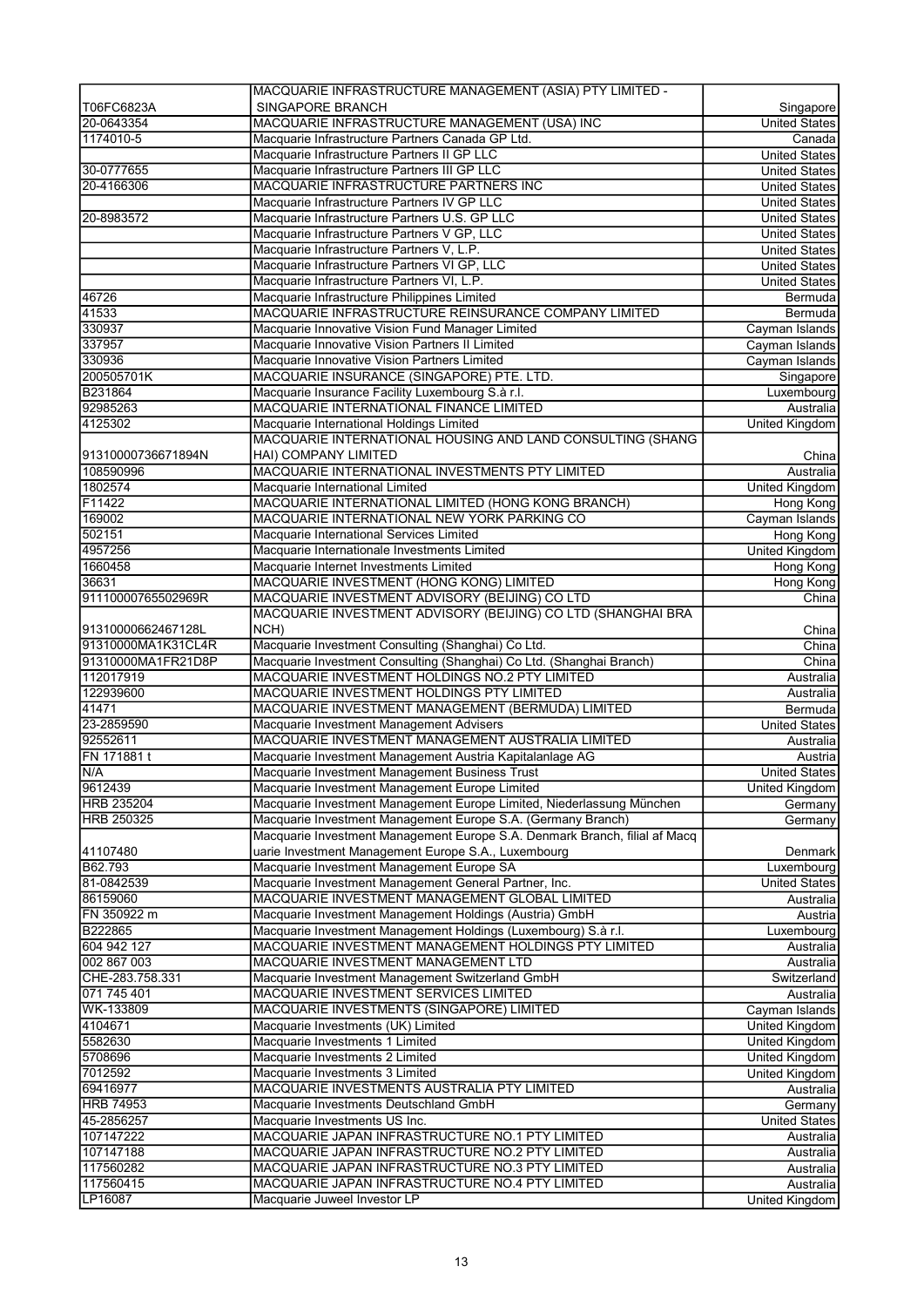| | | |
|---|---|---|
| T06FC6823A | MACQUARIE INFRASTRUCTURE MANAGEMENT (ASIA) PTY LIMITED - SINGAPORE BRANCH | Singapore |
| 20-0643354 | MACQUARIE INFRASTRUCTURE MANAGEMENT (USA) INC | United States |
| 1174010-5 | Macquarie Infrastructure Partners Canada GP Ltd. | Canada |
| | Macquarie Infrastructure Partners II GP LLC | United States |
| 30-0777655 | Macquarie Infrastructure Partners III GP LLC | United States |
| 20-4166306 | MACQUARIE INFRASTRUCTURE PARTNERS INC | United States |
| | Macquarie Infrastructure Partners IV GP LLC | United States |
| 20-8983572 | Macquarie Infrastructure Partners U.S. GP LLC | United States |
| | Macquarie Infrastructure Partners V GP, LLC | United States |
| | Macquarie Infrastructure Partners V, L.P. | United States |
| | Macquarie Infrastructure Partners VI GP, LLC | United States |
| | Macquarie Infrastructure Partners VI, L.P. | United States |
| 46726 | Macquarie Infrastructure Philippines Limited | Bermuda |
| 41533 | MACQUARIE INFRASTRUCTURE REINSURANCE COMPANY LIMITED | Bermuda |
| 330937 | Macquarie Innovative Vision Fund Manager Limited | Cayman Islands |
| 337957 | Macquarie Innovative Vision Partners II Limited | Cayman Islands |
| 330936 | Macquarie Innovative Vision Partners Limited | Cayman Islands |
| 200505701K | MACQUARIE INSURANCE (SINGAPORE) PTE. LTD. | Singapore |
| B231864 | Macquarie Insurance Facility Luxembourg S.à r.l. | Luxembourg |
| 92985263 | MACQUARIE INTERNATIONAL FINANCE LIMITED | Australia |
| 4125302 | Macquarie International Holdings Limited | United Kingdom |
| 91310000736671894N | MACQUARIE INTERNATIONAL HOUSING AND LAND CONSULTING (SHANGHAI) COMPANY LIMITED | China |
| 108590996 | MACQUARIE INTERNATIONAL INVESTMENTS PTY LIMITED | Australia |
| 1802574 | Macquarie International Limited | United Kingdom |
| F11422 | MACQUARIE INTERNATIONAL LIMITED (HONG KONG BRANCH) | Hong Kong |
| 169002 | MACQUARIE INTERNATIONAL NEW YORK PARKING CO | Cayman Islands |
| 502151 | Macquarie International Services Limited | Hong Kong |
| 4957256 | Macquarie Internationale Investments Limited | United Kingdom |
| 1660458 | Macquarie Internet Investments Limited | Hong Kong |
| 36631 | MACQUARIE INVESTMENT (HONG KONG) LIMITED | Hong Kong |
| 91110000765502969R | MACQUARIE INVESTMENT ADVISORY (BEIJING) CO LTD | China |
| 91310000662467128L | MACQUARIE INVESTMENT ADVISORY (BEIJING) CO LTD (SHANGHAI BRANCH) | China |
| 91310000MA1K31CL4R | Macquarie Investment Consulting (Shanghai) Co Ltd. | China |
| 91310000MA1FR21D8P | Macquarie Investment Consulting (Shanghai) Co Ltd. (Shanghai Branch) | China |
| 112017919 | MACQUARIE INVESTMENT HOLDINGS NO.2 PTY LIMITED | Australia |
| 122939600 | MACQUARIE INVESTMENT HOLDINGS PTY LIMITED | Australia |
| 41471 | MACQUARIE INVESTMENT MANAGEMENT (BERMUDA) LIMITED | Bermuda |
| 23-2859590 | Macquarie Investment Management Advisers | United States |
| 92552611 | MACQUARIE INVESTMENT MANAGEMENT AUSTRALIA LIMITED | Australia |
| FN 171881 t | Macquarie Investment Management Austria Kapitalanlage AG | Austria |
| N/A | Macquarie Investment Management Business Trust | United States |
| 9612439 | Macquarie Investment Management Europe Limited | United Kingdom |
| HRB 235204 | Macquarie Investment Management Europe Limited, Niederlassung München | Germany |
| HRB 250325 | Macquarie Investment Management Europe S.A. (Germany Branch) | Germany |
| 41107480 | Macquarie Investment Management Europe S.A. Denmark Branch, filial af Macquarie Investment Management Europe S.A., Luxembourg | Denmark |
| B62.793 | Macquarie Investment Management Europe SA | Luxembourg |
| 81-0842539 | Macquarie Investment Management General Partner, Inc. | United States |
| 86159060 | MACQUARIE INVESTMENT MANAGEMENT GLOBAL LIMITED | Australia |
| FN 350922 m | Macquarie Investment Management Holdings (Austria) GmbH | Austria |
| B222865 | Macquarie Investment Management Holdings (Luxembourg) S.à r.l. | Luxembourg |
| 604 942 127 | MACQUARIE INVESTMENT MANAGEMENT HOLDINGS PTY LIMITED | Australia |
| 002 867 003 | MACQUARIE INVESTMENT MANAGEMENT LTD | Australia |
| CHE-283.758.331 | Macquarie Investment Management Switzerland GmbH | Switzerland |
| 071 745 401 | MACQUARIE INVESTMENT SERVICES LIMITED | Australia |
| WK-133809 | MACQUARIE INVESTMENTS (SINGAPORE) LIMITED | Cayman Islands |
| 4104671 | Macquarie Investments (UK) Limited | United Kingdom |
| 5582630 | Macquarie Investments 1 Limited | United Kingdom |
| 5708696 | Macquarie Investments 2 Limited | United Kingdom |
| 7012592 | Macquarie Investments 3 Limited | United Kingdom |
| 69416977 | MACQUARIE INVESTMENTS AUSTRALIA PTY LIMITED | Australia |
| HRB 74953 | Macquarie Investments Deutschland GmbH | Germany |
| 45-2856257 | Macquarie Investments US Inc. | United States |
| 107147222 | MACQUARIE JAPAN INFRASTRUCTURE NO.1 PTY LIMITED | Australia |
| 107147188 | MACQUARIE JAPAN INFRASTRUCTURE NO.2 PTY LIMITED | Australia |
| 117560282 | MACQUARIE JAPAN INFRASTRUCTURE NO.3 PTY LIMITED | Australia |
| 117560415 | MACQUARIE JAPAN INFRASTRUCTURE NO.4 PTY LIMITED | Australia |
| LP16087 | Macquarie Juweel Investor LP | United Kingdom |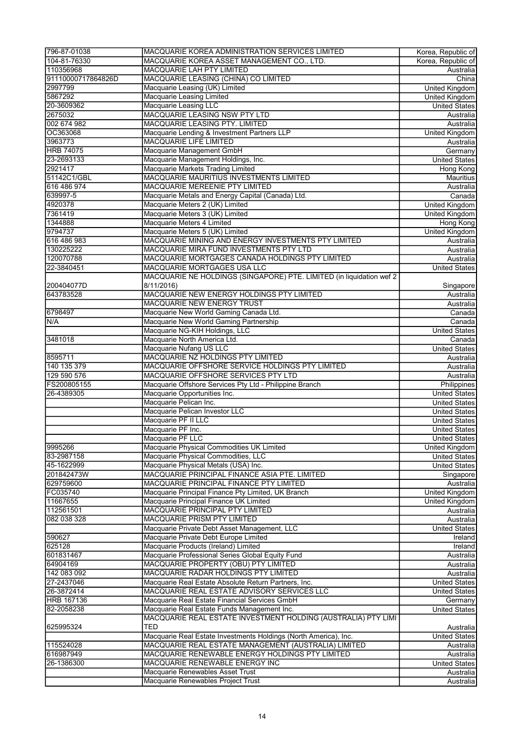| | | |
|---|---|---|
| 796-87-01038 | MACQUARIE KOREA ADMINISTRATION SERVICES LIMITED | Korea, Republic of |
| 104-81-76330 | MACQUARIE KOREA ASSET MANAGEMENT CO., LTD. | Korea, Republic of |
| 110356968 | MACQUARIE LAH PTY LIMITED | Australia |
| 91110000717864826D | MACQUARIE LEASING (CHINA) CO LIMITED | China |
| 2997799 | Macquarie Leasing (UK) Limited | United Kingdom |
| 5867292 | Macquarie Leasing Limited | United Kingdom |
| 20-3609362 | Macquarie Leasing LLC | United States |
| 2675032 | MACQUARIE LEASING NSW PTY LTD | Australia |
| 002 674 982 | MACQUARIE LEASING PTY. LIMITED | Australia |
| OC363068 | Macquarie Lending & Investment Partners LLP | United Kingdom |
| 3963773 | MACQUARIE LIFE LIMITED | Australia |
| HRB 74075 | Macquarie Management GmbH | Germany |
| 23-2693133 | Macquarie Management Holdings, Inc. | United States |
| 2921417 | Macquarie Markets Trading Limited | Hong Kong |
| 51142C1/GBL | MACQUARIE MAURITIUS INVESTMENTS LIMITED | Mauritius |
| 616 486 974 | MACQUARIE MEREENIE PTY LIMITED | Australia |
| 639997-5 | Macquarie Metals and Energy Capital (Canada) Ltd. | Canada |
| 4920378 | Macquarie Meters 2 (UK) Limited | United Kingdom |
| 7361419 | Macquarie Meters 3 (UK) Limited | United Kingdom |
| 1344888 | Macquarie Meters 4 Limited | Hong Kong |
| 9794737 | Macquarie Meters 5 (UK) Limited | United Kingdom |
| 616 486 983 | MACQUARIE MINING AND ENERGY INVESTMENTS PTY LIMITED | Australia |
| 130225222 | MACQUARIE MIRA FUND INVESTMENTS PTY LTD | Australia |
| 120070788 | MACQUARIE MORTGAGES CANADA HOLDINGS PTY LIMITED | Australia |
| 22-3840451 | MACQUARIE MORTGAGES USA LLC | United States |
| 200404077D | MACQUARIE NE HOLDINGS (SINGAPORE) PTE. LIMITED (in liquidation wef 2 8/11/2016) | Singapore |
| 643783528 | MACQUARIE NEW ENERGY HOLDINGS PTY LIMITED | Australia |
| | MACQUARIE NEW ENERGY TRUST | Australia |
| 6798497 | Macquarie New World Gaming Canada Ltd. | Canada |
| N/A | Macquarie New World Gaming Partnership | Canada |
| | Macquarie NG-KIH Holdings, LLC | United States |
| 3481018 | Macquarie North America Ltd. | Canada |
| | Macquarie Nufang US LLC | United States |
| 8595711 | MACQUARIE NZ HOLDINGS PTY LIMITED | Australia |
| 140 135 379 | MACQUARIE OFFSHORE SERVICE HOLDINGS PTY LIMITED | Australia |
| 129 590 576 | MACQUARIE OFFSHORE SERVICES PTY LTD | Australia |
| FS200805155 | Macquarie Offshore Services Pty Ltd - Philippine Branch | Philippines |
| 26-4389305 | Macquarie Opportunities Inc. | United States |
| | Macquarie Pelican Inc. | United States |
| | Macquarie Pelican Investor LLC | United States |
| | Macquarie PF II LLC | United States |
| | Macquarie PF Inc. | United States |
| | Macquarie PF LLC | United States |
| 9995266 | Macquarie Physical Commodities UK Limited | United Kingdom |
| 83-2987158 | Macquarie Physical Commodities, LLC | United States |
| 45-1622999 | Macquarie Physical Metals (USA) Inc. | United States |
| 201842473W | MACQUARIE PRINCIPAL FINANCE ASIA PTE. LIMITED | Singapore |
| 629759600 | MACQUARIE PRINCIPAL FINANCE PTY LIMITED | Australia |
| FC035740 | Macquarie Principal Finance Pty Limited, UK Branch | United Kingdom |
| 11667655 | Macquarie Principal Finance UK Limited | United Kingdom |
| 112561501 | MACQUARIE PRINCIPAL PTY LIMITED | Australia |
| 082 038 328 | MACQUARIE PRISM PTY LIMITED | Australia |
| | Macquarie Private Debt Asset Management, LLC | United States |
| 590627 | Macquarie Private Debt Europe Limited | Ireland |
| 625128 | Macquarie Products (Ireland) Limited | Ireland |
| 601831467 | Macquarie Professional Series Global Equity Fund | Australia |
| 64904169 | MACQUARIE PROPERTY (OBU) PTY LIMITED | Australia |
| 142 083 092 | MACQUARIE RADAR HOLDINGS PTY LIMITED | Australia |
| 27-2437046 | Macquarie Real Estate Absolute Return Partners, Inc. | United States |
| 26-3872414 | MACQUARIE REAL ESTATE ADVISORY SERVICES LLC | United States |
| HRB 167136 | Macquarie Real Estate Financial Services GmbH | Germany |
| 82-2058238 | Macquarie Real Estate Funds Management Inc. | United States |
| 625995324 | MACQUARIE REAL ESTATE INVESTMENT HOLDING (AUSTRALIA) PTY LIMI TED | Australia |
| | Macquarie Real Estate Investments Holdings (North America), Inc. | United States |
| 115524028 | MACQUARIE REAL ESTATE MANAGEMENT (AUSTRALIA) LIMITED | Australia |
| 616987949 | MACQUARIE RENEWABLE ENERGY HOLDINGS PTY LIMITED | Australia |
| 26-1386300 | MACQUARIE RENEWABLE ENERGY INC | United States |
| | Macquarie Renewables Asset Trust | Australia |
| | Macquarie Renewables Project Trust | Australia |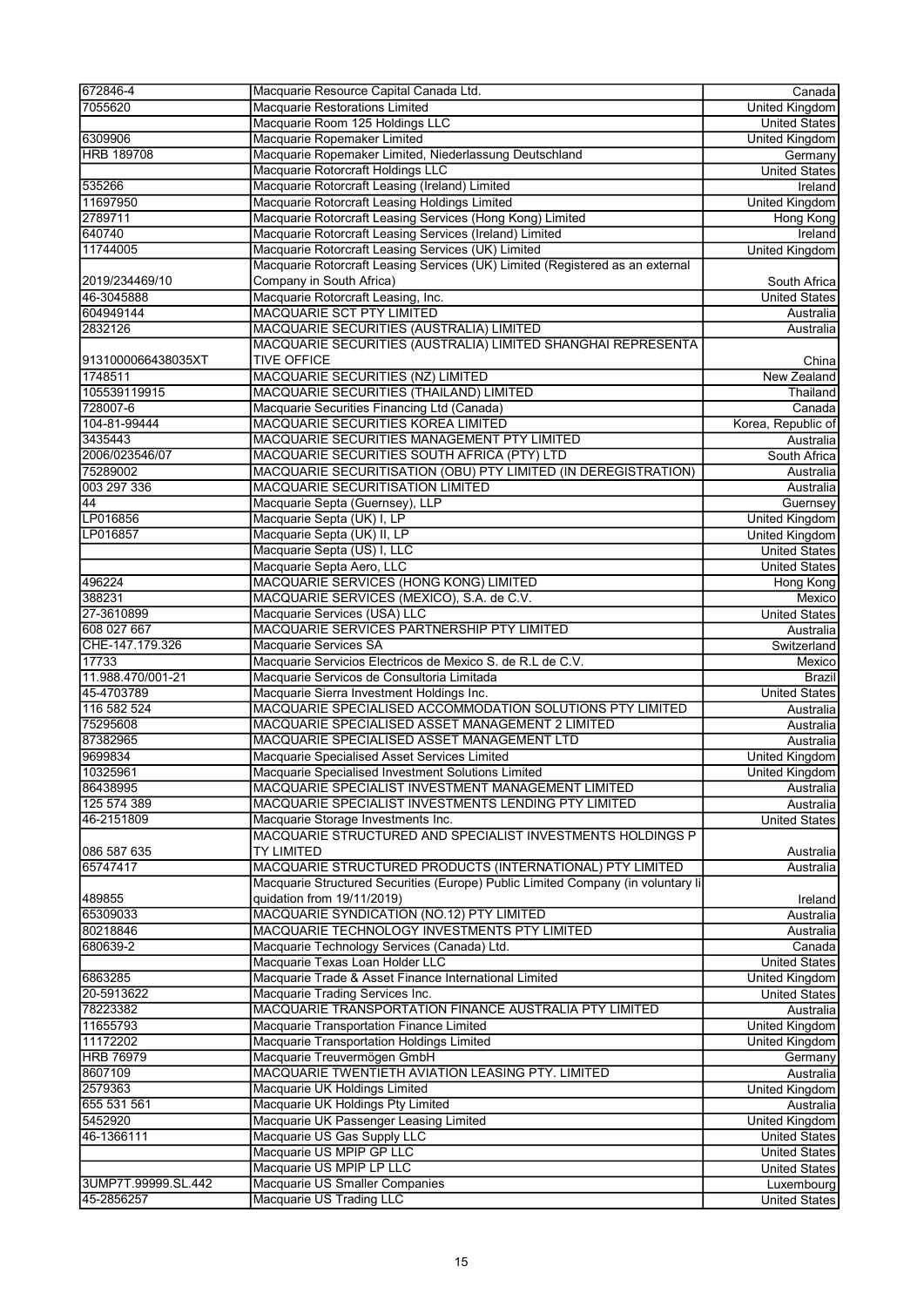| | | |
|---|---|---|
| 672846-4 | Macquarie Resource Capital Canada Ltd. | Canada |
| 7055620 | Macquarie Restorations Limited | United Kingdom |
| | Macquarie Room 125 Holdings LLC | United States |
| 6309906 | Macquarie Ropemaker Limited | United Kingdom |
| HRB 189708 | Macquarie Ropemaker Limited, Niederlassung Deutschland | Germany |
| | Macquarie Rotorcraft Holdings LLC | United States |
| 535266 | Macquarie Rotorcraft Leasing (Ireland) Limited | Ireland |
| 11697950 | Macquarie Rotorcraft Leasing Holdings Limited | United Kingdom |
| 2789711 | Macquarie Rotorcraft Leasing Services (Hong Kong) Limited | Hong Kong |
| 640740 | Macquarie Rotorcraft Leasing Services (Ireland) Limited | Ireland |
| 11744005 | Macquarie Rotorcraft Leasing Services (UK) Limited | United Kingdom |
| 2019/234469/10 | Macquarie Rotorcraft Leasing Services (UK) Limited (Registered as an external Company in South Africa) | South Africa |
| 46-3045888 | Macquarie Rotorcraft Leasing, Inc. | United States |
| 604949144 | MACQUARIE SCT PTY LIMITED | Australia |
| 2832126 | MACQUARIE SECURITIES (AUSTRALIA) LIMITED | Australia |
| 9131000066438035XT | MACQUARIE SECURITIES (AUSTRALIA) LIMITED SHANGHAI REPRESENTATIVE OFFICE | China |
| 1748511 | MACQUARIE SECURITIES (NZ) LIMITED | New Zealand |
| 105539119915 | MACQUARIE SECURITIES (THAILAND) LIMITED | Thailand |
| 728007-6 | Macquarie Securities Financing Ltd (Canada) | Canada |
| 104-81-99444 | MACQUARIE SECURITIES KOREA LIMITED | Korea, Republic of |
| 3435443 | MACQUARIE SECURITIES MANAGEMENT PTY LIMITED | Australia |
| 2006/023546/07 | MACQUARIE SECURITIES SOUTH AFRICA (PTY) LTD | South Africa |
| 75289002 | MACQUARIE SECURITISATION (OBU) PTY LIMITED (IN DEREGISTRATION) | Australia |
| 003 297 336 | MACQUARIE SECURITISATION LIMITED | Australia |
| 44 | Macquarie Septa (Guernsey), LLP | Guernsey |
| LP016856 | Macquarie Septa (UK) I, LP | United Kingdom |
| LP016857 | Macquarie Septa (UK) II, LP | United Kingdom |
| | Macquarie Septa (US) I, LLC | United States |
| | Macquarie Septa Aero, LLC | United States |
| 496224 | MACQUARIE SERVICES (HONG KONG) LIMITED | Hong Kong |
| 388231 | MACQUARIE SERVICES (MEXICO), S.A. de C.V. | Mexico |
| 27-3610899 | Macquarie Services (USA) LLC | United States |
| 608 027 667 | MACQUARIE SERVICES PARTNERSHIP PTY LIMITED | Australia |
| CHE-147.179.326 | Macquarie Services SA | Switzerland |
| 17733 | Macquarie Servicios Electricos de Mexico S. de R.L de C.V. | Mexico |
| 11.988.470/001-21 | Macquarie Servicos de Consultoria Limitada | Brazil |
| 45-4703789 | Macquarie Sierra Investment Holdings Inc. | United States |
| 116 582 524 | MACQUARIE SPECIALISED ACCOMMODATION SOLUTIONS PTY LIMITED | Australia |
| 75295608 | MACQUARIE SPECIALISED ASSET MANAGEMENT 2 LIMITED | Australia |
| 87382965 | MACQUARIE SPECIALISED ASSET MANAGEMENT LTD | Australia |
| 9699834 | Macquarie Specialised Asset Services Limited | United Kingdom |
| 10325961 | Macquarie Specialised Investment Solutions Limited | United Kingdom |
| 86438995 | MACQUARIE SPECIALIST INVESTMENT MANAGEMENT LIMITED | Australia |
| 125 574 389 | MACQUARIE SPECIALIST INVESTMENTS LENDING PTY LIMITED | Australia |
| 46-2151809 | Macquarie Storage Investments Inc. | United States |
| 086 587 635 | MACQUARIE STRUCTURED AND SPECIALIST INVESTMENTS HOLDINGS PTY LIMITED | Australia |
| 65747417 | MACQUARIE STRUCTURED PRODUCTS (INTERNATIONAL) PTY LIMITED | Australia |
| 489855 | Macquarie Structured Securities (Europe) Public Limited Company (in voluntary liquidation from 19/11/2019) | Ireland |
| 65309033 | MACQUARIE SYNDICATION (NO.12) PTY LIMITED | Australia |
| 80218846 | MACQUARIE TECHNOLOGY INVESTMENTS PTY LIMITED | Australia |
| 680639-2 | Macquarie Technology Services (Canada) Ltd. | Canada |
| | Macquarie Texas Loan Holder LLC | United States |
| 6863285 | Macquarie Trade & Asset Finance International Limited | United Kingdom |
| 20-5913622 | Macquarie Trading Services Inc. | United States |
| 78223382 | MACQUARIE TRANSPORTATION FINANCE AUSTRALIA PTY LIMITED | Australia |
| 11655793 | Macquarie Transportation Finance Limited | United Kingdom |
| 11172202 | Macquarie Transportation Holdings Limited | United Kingdom |
| HRB 76979 | Macquarie Treuvermögen GmbH | Germany |
| 8607109 | MACQUARIE TWENTIETH AVIATION LEASING PTY. LIMITED | Australia |
| 2579363 | Macquarie UK Holdings Limited | United Kingdom |
| 655 531 561 | Macquarie UK Holdings Pty Limited | Australia |
| 5452920 | Macquarie UK Passenger Leasing Limited | United Kingdom |
| 46-1366111 | Macquarie US Gas Supply LLC | United States |
| | Macquarie US MPIP GP LLC | United States |
| | Macquarie US MPIP LP LLC | United States |
| 3UMP7T.99999.SL.442 | Macquarie US Smaller Companies | Luxembourg |
| 45-2856257 | Macquarie US Trading LLC | United States |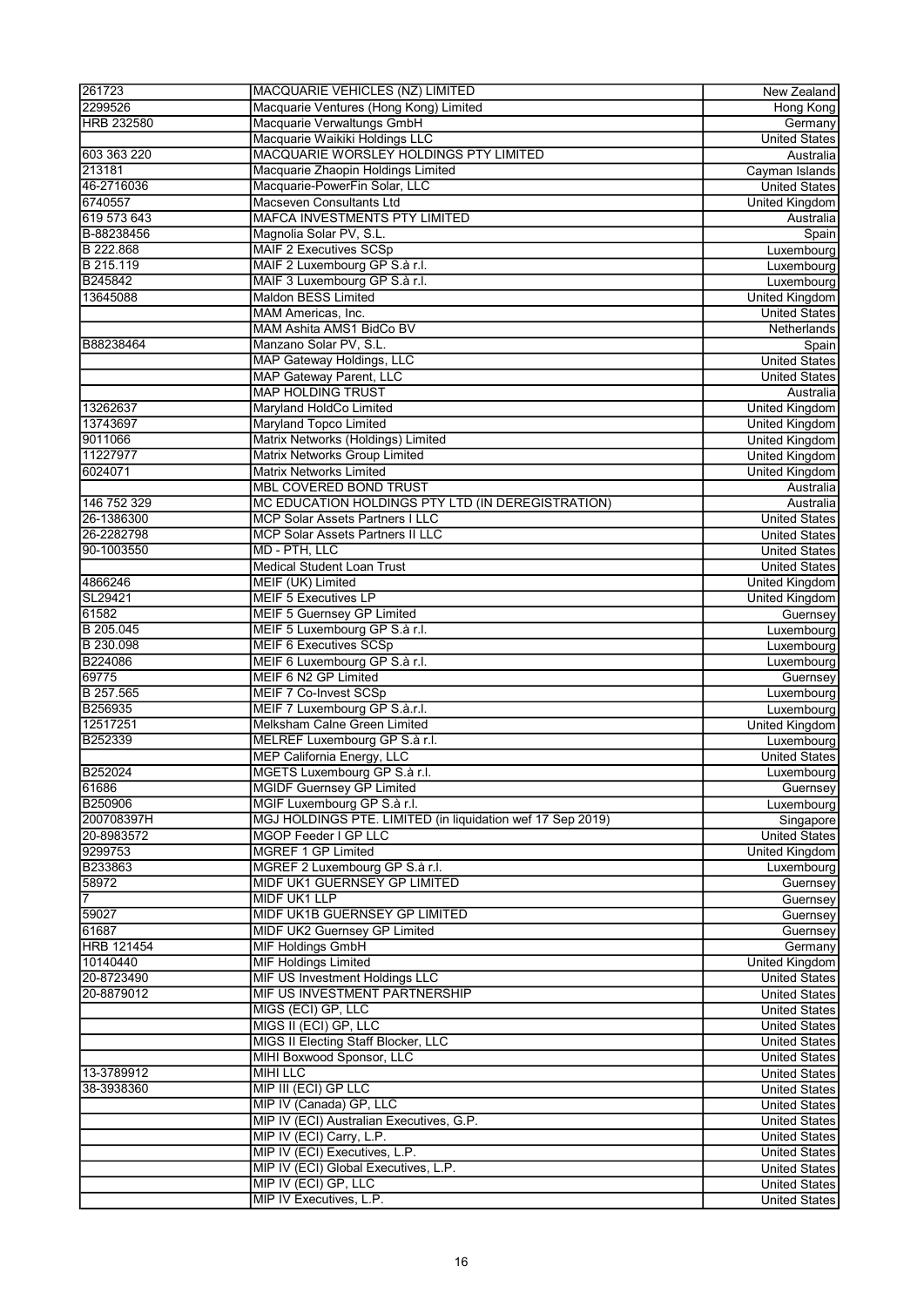| | | |
|---|---|---|
| 261723 | MACQUARIE VEHICLES (NZ) LIMITED | New Zealand |
| 2299526 | Macquarie Ventures (Hong Kong) Limited | Hong Kong |
| HRB 232580 | Macquarie Verwaltungs GmbH | Germany |
| | Macquarie Waikiki Holdings LLC | United States |
| 603 363 220 | MACQUARIE WORSLEY HOLDINGS PTY LIMITED | Australia |
| 213181 | Macquarie Zhaopin Holdings Limited | Cayman Islands |
| 46-2716036 | Macquarie-PowerFin Solar, LLC | United States |
| 6740557 | Macseven Consultants Ltd | United Kingdom |
| 619 573 643 | MAFCA INVESTMENTS PTY LIMITED | Australia |
| B-88238456 | Magnolia Solar PV, S.L. | Spain |
| B 222.868 | MAIF 2 Executives SCSp | Luxembourg |
| B 215.119 | MAIF 2 Luxembourg GP S.à r.l. | Luxembourg |
| B245842 | MAIF 3 Luxembourg GP S.à r.l. | Luxembourg |
| 13645088 | Maldon BESS Limited | United Kingdom |
| | MAM Americas, Inc. | United States |
| | MAM Ashita AMS1 BidCo BV | Netherlands |
| B88238464 | Manzano Solar PV, S.L. | Spain |
| | MAP Gateway Holdings, LLC | United States |
| | MAP Gateway Parent, LLC | United States |
| | MAP HOLDING TRUST | Australia |
| 13262637 | Maryland HoldCo Limited | United Kingdom |
| 13743697 | Maryland Topco Limited | United Kingdom |
| 9011066 | Matrix Networks (Holdings) Limited | United Kingdom |
| 11227977 | Matrix Networks Group Limited | United Kingdom |
| 6024071 | Matrix Networks Limited | United Kingdom |
| | MBL COVERED BOND TRUST | Australia |
| 146 752 329 | MC EDUCATION HOLDINGS PTY LTD (IN DEREGISTRATION) | Australia |
| 26-1386300 | MCP Solar Assets Partners I LLC | United States |
| 26-2282798 | MCP Solar Assets Partners II LLC | United States |
| 90-1003550 | MD - PTH, LLC | United States |
| | Medical Student Loan Trust | United States |
| 4866246 | MEIF (UK) Limited | United Kingdom |
| SL29421 | MEIF 5 Executives LP | United Kingdom |
| 61582 | MEIF 5 Guernsey GP Limited | Guernsey |
| B 205.045 | MEIF 5 Luxembourg GP S.à r.l. | Luxembourg |
| B 230.098 | MEIF 6 Executives SCSp | Luxembourg |
| B224086 | MEIF 6 Luxembourg GP S.à r.l. | Luxembourg |
| 69775 | MEIF 6 N2 GP Limited | Guernsey |
| B 257.565 | MEIF 7 Co-Invest SCSp | Luxembourg |
| B256935 | MEIF 7 Luxembourg GP S.à.r.l. | Luxembourg |
| 12517251 | Melksham Calne Green Limited | United Kingdom |
| B252339 | MELREF Luxembourg GP S.à r.l. | Luxembourg |
| | MEP California Energy, LLC | United States |
| B252024 | MGETS Luxembourg GP S.à r.l. | Luxembourg |
| 61686 | MGIDF Guernsey GP Limited | Guernsey |
| B250906 | MGIF Luxembourg GP S.à r.l. | Luxembourg |
| 200708397H | MGJ HOLDINGS PTE. LIMITED (in liquidation wef 17 Sep 2019) | Singapore |
| 20-8983572 | MGOP Feeder I GP LLC | United States |
| 9299753 | MGREF 1 GP Limited | United Kingdom |
| B233863 | MGREF 2 Luxembourg GP S.à r.l. | Luxembourg |
| 58972 | MIDF UK1 GUERNSEY GP LIMITED | Guernsey |
| 7 | MIDF UK1 LLP | Guernsey |
| 59027 | MIDF UK1B GUERNSEY GP LIMITED | Guernsey |
| 61687 | MIDF UK2 Guernsey GP Limited | Guernsey |
| HRB 121454 | MIF Holdings GmbH | Germany |
| 10140440 | MIF Holdings Limited | United Kingdom |
| 20-8723490 | MIF US Investment Holdings LLC | United States |
| 20-8879012 | MIF US INVESTMENT PARTNERSHIP | United States |
| | MIGS (ECI) GP, LLC | United States |
| | MIGS II (ECI) GP, LLC | United States |
| | MIGS II Electing Staff Blocker, LLC | United States |
| | MIHI Boxwood Sponsor, LLC | United States |
| 13-3789912 | MIHI LLC | United States |
| 38-3938360 | MIP III (ECI) GP LLC | United States |
| | MIP IV (Canada) GP, LLC | United States |
| | MIP IV (ECI) Australian Executives, G.P. | United States |
| | MIP IV (ECI) Carry, L.P. | United States |
| | MIP IV (ECI) Executives, L.P. | United States |
| | MIP IV (ECI) Global Executives, L.P. | United States |
| | MIP IV (ECI) GP, LLC | United States |
| | MIP IV Executives, L.P. | United States |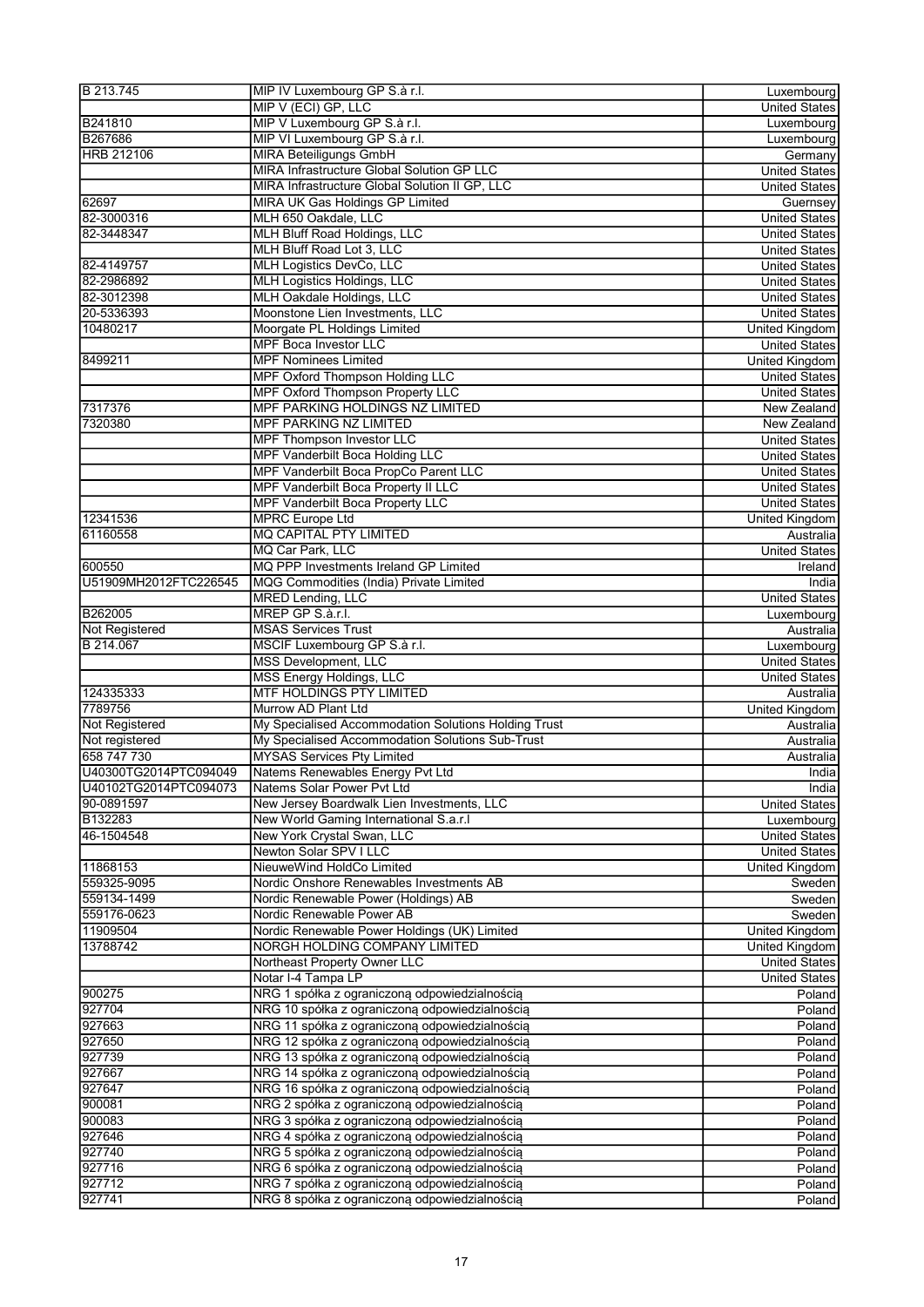| | | |
|---|---|---|
| B 213.745 | MIP IV Luxembourg GP S.à r.l. | Luxembourg |
| | MIP V (ECI) GP, LLC | United States |
| B241810 | MIP V Luxembourg GP S.à r.l. | Luxembourg |
| B267686 | MIP VI Luxembourg GP S.à r.l. | Luxembourg |
| HRB 212106 | MIRA Beteiligungs GmbH | Germany |
| | MIRA Infrastructure Global Solution GP LLC | United States |
| | MIRA Infrastructure Global Solution II GP, LLC | United States |
| 62697 | MIRA UK Gas Holdings GP Limited | Guernsey |
| 82-3000316 | MLH 650 Oakdale, LLC | United States |
| 82-3448347 | MLH Bluff Road Holdings, LLC | United States |
| | MLH Bluff Road Lot 3, LLC | United States |
| 82-4149757 | MLH Logistics DevCo, LLC | United States |
| 82-2986892 | MLH Logistics Holdings, LLC | United States |
| 82-3012398 | MLH Oakdale Holdings, LLC | United States |
| 20-5336393 | Moonstone Lien Investments, LLC | United States |
| 10480217 | Moorgate PL Holdings Limited | United Kingdom |
| | MPF Boca Investor LLC | United States |
| 8499211 | MPF Nominees Limited | United Kingdom |
| | MPF Oxford Thompson Holding LLC | United States |
| | MPF Oxford Thompson Property LLC | United States |
| 7317376 | MPF PARKING HOLDINGS NZ LIMITED | New Zealand |
| 7320380 | MPF PARKING NZ LIMITED | New Zealand |
| | MPF Thompson Investor LLC | United States |
| | MPF Vanderbilt Boca Holding LLC | United States |
| | MPF Vanderbilt Boca PropCo Parent LLC | United States |
| | MPF Vanderbilt Boca Property II LLC | United States |
| | MPF Vanderbilt Boca Property LLC | United States |
| 12341536 | MPRC Europe Ltd | United Kingdom |
| 61160558 | MQ CAPITAL PTY LIMITED | Australia |
| | MQ Car Park, LLC | United States |
| 600550 | MQ PPP Investments Ireland GP Limited | Ireland |
| U51909MH2012FTC226545 | MQG Commodities (India) Private Limited | India |
| | MRED Lending, LLC | United States |
| B262005 | MREP GP S.à.r.l. | Luxembourg |
| Not Registered | MSAS Services Trust | Australia |
| B 214.067 | MSCIF Luxembourg GP S.à r.l. | Luxembourg |
| | MSS Development, LLC | United States |
| | MSS Energy Holdings, LLC | United States |
| 124335333 | MTF HOLDINGS PTY LIMITED | Australia |
| 7789756 | Murrow AD Plant Ltd | United Kingdom |
| Not Registered | My Specialised Accommodation Solutions Holding Trust | Australia |
| Not registered | My Specialised Accommodation Solutions Sub-Trust | Australia |
| 658 747 730 | MYSAS Services Pty Limited | Australia |
| U40300TG2014PTC094049 | Natems Renewables Energy Pvt Ltd | India |
| U40102TG2014PTC094073 | Natems Solar Power Pvt Ltd | India |
| 90-0891597 | New Jersey Boardwalk Lien Investments, LLC | United States |
| B132283 | New World Gaming International S.a.r.l | Luxembourg |
| 46-1504548 | New York Crystal Swan, LLC | United States |
| | Newton Solar SPV I LLC | United States |
| 11868153 | NieuweWind HoldCo Limited | United Kingdom |
| 559325-9095 | Nordic Onshore Renewables Investments AB | Sweden |
| 559134-1499 | Nordic Renewable Power (Holdings) AB | Sweden |
| 559176-0623 | Nordic Renewable Power AB | Sweden |
| 11909504 | Nordic Renewable Power Holdings (UK) Limited | United Kingdom |
| 13788742 | NORGH HOLDING COMPANY LIMITED | United Kingdom |
| | Northeast Property Owner LLC | United States |
| | Notar I-4 Tampa LP | United States |
| 900275 | NRG 1 spółka z ograniczoną odpowiedzialnością | Poland |
| 927704 | NRG 10 spółka z ograniczoną odpowiedzialnością | Poland |
| 927663 | NRG 11 spółka z ograniczoną odpowiedzialnością | Poland |
| 927650 | NRG 12 spółka z ograniczoną odpowiedzialnością | Poland |
| 927739 | NRG 13 spółka z ograniczoną odpowiedzialnością | Poland |
| 927667 | NRG 14 spółka z ograniczoną odpowiedzialnością | Poland |
| 927647 | NRG 16 spółka z ograniczoną odpowiedzialnością | Poland |
| 900081 | NRG 2 spółka z ograniczoną odpowiedzialnością | Poland |
| 900083 | NRG 3 spółka z ograniczoną odpowiedzialnością | Poland |
| 927646 | NRG 4 spółka z ograniczoną odpowiedzialnością | Poland |
| 927740 | NRG 5 spółka z ograniczoną odpowiedzialnością | Poland |
| 927716 | NRG 6 spółka z ograniczoną odpowiedzialnością | Poland |
| 927712 | NRG 7 spółka z ograniczoną odpowiedzialnością | Poland |
| 927741 | NRG 8 spółka z ograniczoną odpowiedzialnością | Poland |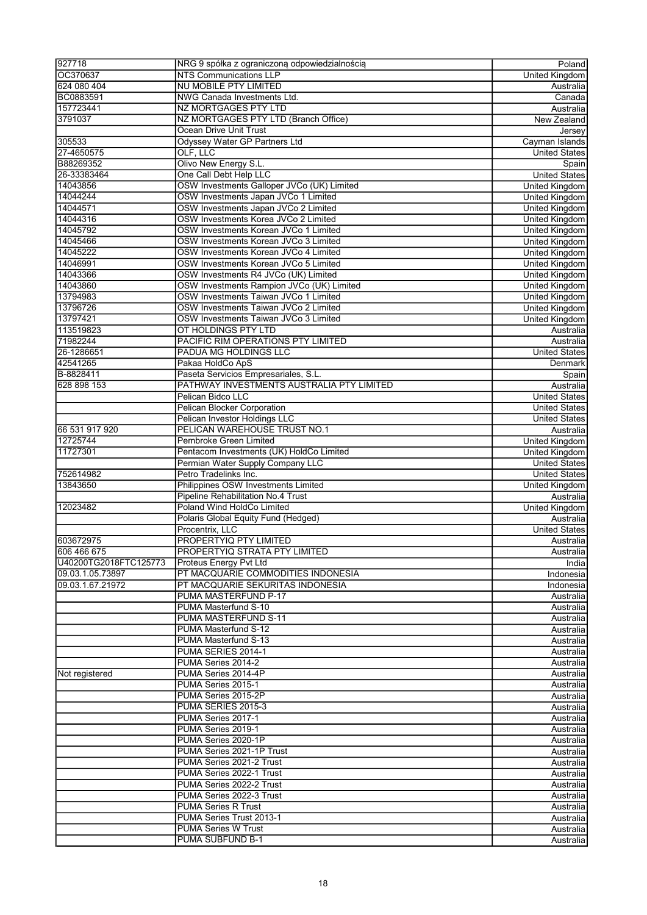| | | |
|---|---|---|
| 927718 | NRG 9 spółka z ograniczoną odpowiedzialnością | Poland |
| OC370637 | NTS Communications LLP | United Kingdom |
| 624 080 404 | NU MOBILE PTY LIMITED | Australia |
| BC0883591 | NWG Canada Investments Ltd. | Canada |
| 157723441 | NZ MORTGAGES PTY LTD | Australia |
| 3791037 | NZ MORTGAGES PTY LTD (Branch Office) | New Zealand |
| | Ocean Drive Unit Trust | Jersey |
| 305533 | Odyssey Water GP Partners Ltd | Cayman Islands |
| 27-4650575 | OLF, LLC | United States |
| B88269352 | Olivo New Energy S.L. | Spain |
| 26-33383464 | One Call Debt Help LLC | United States |
| 14043856 | OSW Investments Galloper JVCo (UK) Limited | United Kingdom |
| 14044244 | OSW Investments Japan JVCo 1 Limited | United Kingdom |
| 14044571 | OSW Investments Japan JVCo 2 Limited | United Kingdom |
| 14044316 | OSW Investments Korea JVCo 2 Limited | United Kingdom |
| 14045792 | OSW Investments Korean JVCo 1 Limited | United Kingdom |
| 14045466 | OSW Investments Korean JVCo 3 Limited | United Kingdom |
| 14045222 | OSW Investments Korean JVCo 4 Limited | United Kingdom |
| 14046991 | OSW Investments Korean JVCo 5 Limited | United Kingdom |
| 14043366 | OSW Investments R4 JVCo (UK) Limited | United Kingdom |
| 14043860 | OSW Investments Rampion JVCo (UK) Limited | United Kingdom |
| 13794983 | OSW Investments Taiwan JVCo 1 Limited | United Kingdom |
| 13796726 | OSW Investments Taiwan JVCo 2 Limited | United Kingdom |
| 13797421 | OSW Investments Taiwan JVCo 3 Limited | United Kingdom |
| 113519823 | OT HOLDINGS PTY LTD | Australia |
| 71982244 | PACIFIC RIM OPERATIONS PTY LIMITED | Australia |
| 26-1286651 | PADUA MG HOLDINGS LLC | United States |
| 42541265 | Pakaa HoldCo ApS | Denmark |
| B-8828411 | Paseta Servicios Empresariales, S.L. | Spain |
| 628 898 153 | PATHWAY INVESTMENTS AUSTRALIA PTY LIMITED | Australia |
| | Pelican Bidco LLC | United States |
| | Pelican Blocker Corporation | United States |
| | Pelican Investor Holdings LLC | United States |
| 66 531 917 920 | PELICAN WAREHOUSE TRUST NO.1 | Australia |
| 12725744 | Pembroke Green Limited | United Kingdom |
| 11727301 | Pentacom Investments (UK) HoldCo Limited | United Kingdom |
| | Permian Water Supply Company LLC | United States |
| 752614982 | Petro Tradelinks Inc. | United States |
| 13843650 | Philippines OSW Investments Limited | United Kingdom |
| | Pipeline Rehabilitation No.4 Trust | Australia |
| 12023482 | Poland Wind HoldCo Limited | United Kingdom |
| | Polaris Global Equity Fund (Hedged) | Australia |
| | Procentrix, LLC | United States |
| 603672975 | PROPERTYIQ PTY LIMITED | Australia |
| 606 466 675 | PROPERTYIQ STRATA PTY LIMITED | Australia |
| U40200TG2018FTC125773 | Proteus Energy Pvt Ltd | India |
| 09.03.1.05.73897 | PT MACQUARIE COMMODITIES INDONESIA | Indonesia |
| 09.03.1.67.21972 | PT MACQUARIE SEKURITAS INDONESIA | Indonesia |
| | PUMA MASTERFUND P-17 | Australia |
| | PUMA Masterfund S-10 | Australia |
| | PUMA MASTERFUND S-11 | Australia |
| | PUMA Masterfund S-12 | Australia |
| | PUMA Masterfund S-13 | Australia |
| | PUMA SERIES 2014-1 | Australia |
| | PUMA Series 2014-2 | Australia |
| Not registered | PUMA Series 2014-4P | Australia |
| | PUMA Series 2015-1 | Australia |
| | PUMA Series 2015-2P | Australia |
| | PUMA SERIES 2015-3 | Australia |
| | PUMA Series 2017-1 | Australia |
| | PUMA Series 2019-1 | Australia |
| | PUMA Series 2020-1P | Australia |
| | PUMA Series 2021-1P Trust | Australia |
| | PUMA Series 2021-2 Trust | Australia |
| | PUMA Series 2022-1 Trust | Australia |
| | PUMA Series 2022-2 Trust | Australia |
| | PUMA Series 2022-3 Trust | Australia |
| | PUMA Series R Trust | Australia |
| | PUMA Series Trust 2013-1 | Australia |
| | PUMA Series W Trust | Australia |
| | PUMA SUBFUND B-1 | Australia |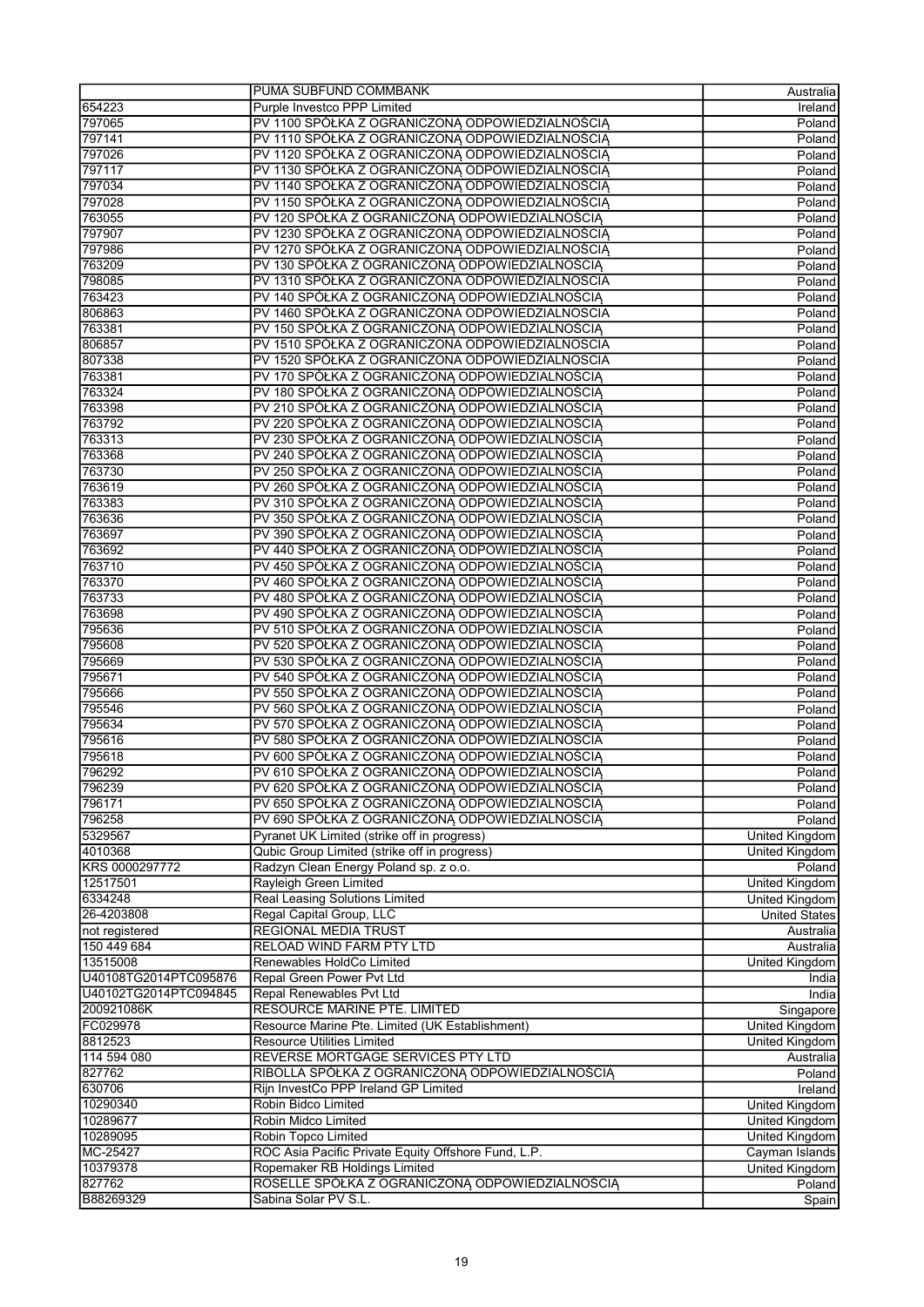| | | |
|---|---|---|
| | PUMA SUBFUND COMMBANK | Australia |
| 654223 | Purple Investco PPP Limited | Ireland |
| 797065 | PV 1100 SPÓŁKA Z OGRANICZONĄ ODPOWIEDZIALNOŚCIĄ | Poland |
| 797141 | PV 1110 SPÓŁKA Z OGRANICZONĄ ODPOWIEDZIALNOŚCIĄ | Poland |
| 797026 | PV 1120 SPÓŁKA Z OGRANICZONĄ ODPOWIEDZIALNOŚCIĄ | Poland |
| 797117 | PV 1130 SPÓŁKA Z OGRANICZONĄ ODPOWIEDZIALNOŚCIĄ | Poland |
| 797034 | PV 1140 SPÓŁKA Z OGRANICZONĄ ODPOWIEDZIALNOŚCIĄ | Poland |
| 797028 | PV 1150 SPÓŁKA Z OGRANICZONĄ ODPOWIEDZIALNOŚCIĄ | Poland |
| 763055 | PV 120 SPÓŁKA Z OGRANICZONĄ ODPOWIEDZIALNOŚCIĄ | Poland |
| 797907 | PV 1230 SPÓŁKA Z OGRANICZONĄ ODPOWIEDZIALNOŚCIĄ | Poland |
| 797986 | PV 1270 SPÓŁKA Z OGRANICZONĄ ODPOWIEDZIALNOŚCIĄ | Poland |
| 763209 | PV 130 SPÓŁKA Z OGRANICZONĄ ODPOWIEDZIALNOŚCIĄ | Poland |
| 798085 | PV 1310 SPÓŁKA Z OGRANICZONĄ ODPOWIEDZIALNOŚCIĄ | Poland |
| 763423 | PV 140 SPÓŁKA Z OGRANICZONĄ ODPOWIEDZIALNOŚCIĄ | Poland |
| 806863 | PV 1460 SPÓŁKA Z OGRANICZONĄ ODPOWIEDZIALNOŚCIĄ | Poland |
| 763381 | PV 150 SPÓŁKA Z OGRANICZONĄ ODPOWIEDZIALNOŚCIĄ | Poland |
| 806857 | PV 1510 SPÓŁKA Z OGRANICZONĄ ODPOWIEDZIALNOŚCIĄ | Poland |
| 807338 | PV 1520 SPÓŁKA Z OGRANICZONĄ ODPOWIEDZIALNOŚCIĄ | Poland |
| 763381 | PV 170 SPÓŁKA Z OGRANICZONĄ ODPOWIEDZIALNOŚCIĄ | Poland |
| 763324 | PV 180 SPÓŁKA Z OGRANICZONĄ ODPOWIEDZIALNOŚCIĄ | Poland |
| 763398 | PV 210 SPÓŁKA Z OGRANICZONĄ ODPOWIEDZIALNOŚCIĄ | Poland |
| 763792 | PV 220 SPÓŁKA Z OGRANICZONĄ ODPOWIEDZIALNOŚCIĄ | Poland |
| 763313 | PV 230 SPÓŁKA Z OGRANICZONĄ ODPOWIEDZIALNOŚCIĄ | Poland |
| 763368 | PV 240 SPÓŁKA Z OGRANICZONĄ ODPOWIEDZIALNOŚCIĄ | Poland |
| 763730 | PV 250 SPÓŁKA Z OGRANICZONĄ ODPOWIEDZIALNOŚCIĄ | Poland |
| 763619 | PV 260 SPÓŁKA Z OGRANICZONĄ ODPOWIEDZIALNOŚCIĄ | Poland |
| 763383 | PV 310 SPÓŁKA Z OGRANICZONĄ ODPOWIEDZIALNOŚCIĄ | Poland |
| 763636 | PV 350 SPÓŁKA Z OGRANICZONĄ ODPOWIEDZIALNOŚCIĄ | Poland |
| 763697 | PV 390 SPÓŁKA Z OGRANICZONĄ ODPOWIEDZIALNOŚCIĄ | Poland |
| 763692 | PV 440 SPÓŁKA Z OGRANICZONĄ ODPOWIEDZIALNOŚCIĄ | Poland |
| 763710 | PV 450 SPÓŁKA Z OGRANICZONĄ ODPOWIEDZIALNOŚCIĄ | Poland |
| 763370 | PV 460 SPÓŁKA Z OGRANICZONĄ ODPOWIEDZIALNOŚCIĄ | Poland |
| 763733 | PV 480 SPÓŁKA Z OGRANICZONĄ ODPOWIEDZIALNOŚCIĄ | Poland |
| 763698 | PV 490 SPÓŁKA Z OGRANICZONĄ ODPOWIEDZIALNOŚCIĄ | Poland |
| 795636 | PV 510 SPÓŁKA Z OGRANICZONĄ ODPOWIEDZIALNOŚCIĄ | Poland |
| 795608 | PV 520 SPÓŁKA Z OGRANICZONĄ ODPOWIEDZIALNOŚCIĄ | Poland |
| 795669 | PV 530 SPÓŁKA Z OGRANICZONĄ ODPOWIEDZIALNOŚCIĄ | Poland |
| 795671 | PV 540 SPÓŁKA Z OGRANICZONĄ ODPOWIEDZIALNOŚCIĄ | Poland |
| 795666 | PV 550 SPÓŁKA Z OGRANICZONĄ ODPOWIEDZIALNOŚCIĄ | Poland |
| 795546 | PV 560 SPÓŁKA Z OGRANICZONĄ ODPOWIEDZIALNOŚCIĄ | Poland |
| 795634 | PV 570 SPÓŁKA Z OGRANICZONĄ ODPOWIEDZIALNOŚCIĄ | Poland |
| 795616 | PV 580 SPÓŁKA Z OGRANICZONĄ ODPOWIEDZIALNOŚCIĄ | Poland |
| 795618 | PV 600 SPÓŁKA Z OGRANICZONĄ ODPOWIEDZIALNOŚCIĄ | Poland |
| 796292 | PV 610 SPÓŁKA Z OGRANICZONĄ ODPOWIEDZIALNOŚCIĄ | Poland |
| 796239 | PV 620 SPÓŁKA Z OGRANICZONĄ ODPOWIEDZIALNOŚCIĄ | Poland |
| 796171 | PV 650 SPÓŁKA Z OGRANICZONĄ ODPOWIEDZIALNOŚCIĄ | Poland |
| 796258 | PV 690 SPÓŁKA Z OGRANICZONĄ ODPOWIEDZIALNOŚCIĄ | Poland |
| 5329567 | Pyranet UK Limited (strike off in progress) | United Kingdom |
| 4010368 | Qubic Group Limited (strike off in progress) | United Kingdom |
| KRS 0000297772 | Radzyn Clean Energy Poland sp. z o.o. | Poland |
| 12517501 | Rayleigh Green Limited | United Kingdom |
| 6334248 | Real Leasing Solutions Limited | United Kingdom |
| 26-4203808 | Regal Capital Group, LLC | United States |
| not registered | REGIONAL MEDIA TRUST | Australia |
| 150 449 684 | RELOAD WIND FARM PTY LTD | Australia |
| 13515008 | Renewables HoldCo Limited | United Kingdom |
| U40108TG2014PTC095876 | Repal Green Power Pvt Ltd | India |
| U40102TG2014PTC094845 | Repal Renewables Pvt Ltd | India |
| 200921086K | RESOURCE MARINE PTE. LIMITED | Singapore |
| FC029978 | Resource Marine Pte. Limited (UK Establishment) | United Kingdom |
| 8812523 | Resource Utilities Limited | United Kingdom |
| 114 594 080 | REVERSE MORTGAGE SERVICES PTY LTD | Australia |
| 827762 | RIBOLLA SPÓŁKA Z OGRANICZONĄ ODPOWIEDZIALNOŚCIĄ | Poland |
| 630706 | Rijn InvestCo PPP Ireland GP Limited | Ireland |
| 10290340 | Robin Bidco Limited | United Kingdom |
| 10289677 | Robin Midco Limited | United Kingdom |
| 10289095 | Robin Topco Limited | United Kingdom |
| MC-25427 | ROC Asia Pacific Private Equity Offshore Fund, L.P. | Cayman Islands |
| 10379378 | Ropemaker RB Holdings Limited | United Kingdom |
| 827762 | ROSELLE SPÓŁKA Z OGRANICZONĄ ODPOWIEDZIALNOŚCIĄ | Poland |
| B88269329 | Sabina Solar PV S.L. | Spain |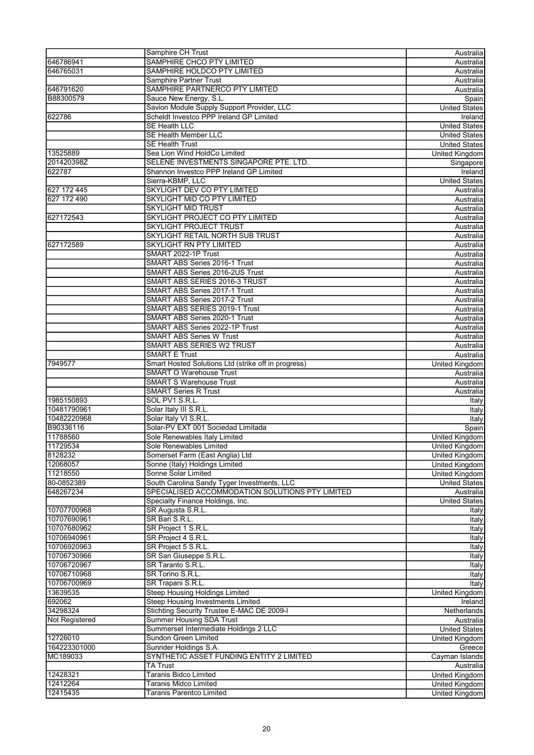| | | |
|---|---|---|
| | Samphire CH Trust | Australia |
| 646786941 | SAMPHIRE CHCO PTY LIMITED | Australia |
| 646765031 | SAMPHIRE HOLDCO PTY LIMITED | Australia |
| | Samphire Partner Trust | Australia |
| 646791620 | SAMPHIRE PARTNERCO PTY LIMITED | Australia |
| B88300579 | Sauce New Energy, S.L. | Spain |
| | Savion Module Supply Support Provider, LLC | United States |
| 622786 | Scheldt Investco PPP Ireland GP Limited | Ireland |
| | SE Health LLC | United States |
| | SE Health Member LLC | United States |
| | SE Health Trust | United States |
| 13525889 | Sea Lion Wind HoldCo Limited | United Kingdom |
| 201420398Z | SELENE INVESTMENTS SINGAPORE PTE. LTD. | Singapore |
| 622787 | Shannon Investco PPP Ireland GP Limited | Ireland |
| | Sierra-KBMP, LLC | United States |
| 627 172 445 | SKYLIGHT DEV CO PTY LIMITED | Australia |
| 627 172 490 | SKYLIGHT MID CO PTY LIMITED | Australia |
| | SKYLIGHT MID TRUST | Australia |
| 627172543 | SKYLIGHT PROJECT CO PTY LIMITED | Australia |
| | SKYLIGHT PROJECT TRUST | Australia |
| | SKYLIGHT RETAIL NORTH SUB TRUST | Australia |
| 627172589 | SKYLIGHT RN PTY LIMITED | Australia |
| | SMART 2022-1P Trust | Australia |
| | SMART ABS Series 2016-1 Trust | Australia |
| | SMART ABS Series 2016-2US Trust | Australia |
| | SMART ABS SERIES 2016-3 TRUST | Australia |
| | SMART ABS Series 2017-1 Trust | Australia |
| | SMART ABS Series 2017-2 Trust | Australia |
| | SMART ABS SERIES 2019-1 Trust | Australia |
| | SMART ABS Series 2020-1 Trust | Australia |
| | SMART ABS Series 2022-1P Trust | Australia |
| | SMART ABS Series W Trust | Australia |
| | SMART ABS SERIES W2 TRUST | Australia |
| | SMART E Trust | Australia |
| 7949577 | Smart Hosted Solutions Ltd (strike off in progress) | United Kingdom |
| | SMART O Warehouse Trust | Australia |
| | SMART S Warehouse Trust | Australia |
| | SMART Series R Trust | Australia |
| 1985150893 | SOL PV1 S.R.L. | Italy |
| 10481790961 | Solar Italy III S.R.L. | Italy |
| 10482220968 | Solar Italy VI S.R.L. | Italy |
| B90336116 | Solar-PV EXT 001 Sociedad Limitada | Spain |
| 11788560 | Sole Renewables Italy Limited | United Kingdom |
| 11729534 | Sole Renewables Limited | United Kingdom |
| 8128232 | Somerset Farm (East Anglia) Ltd | United Kingdom |
| 12068057 | Sonne (Italy) Holdings Limited | United Kingdom |
| 11218550 | Sonne Solar Limited | United Kingdom |
| 80-0852389 | South Carolina Sandy Tyger Investments, LLC | United States |
| 648267234 | SPECIALISED ACCOMMODATION SOLUTIONS PTY LIMITED | Australia |
| | Specialty Finance Holdings, Inc. | United States |
| 10707700968 | SR Augusta S.R.L. | Italy |
| 10707690961 | SR Bari S.R.L. | Italy |
| 10707680962 | SR Project 1 S.R.L. | Italy |
| 10706940961 | SR Project 4 S.R.L. | Italy |
| 10706920963 | SR Project 5 S.R.L. | Italy |
| 10706730966 | SR San Giuseppe S.R.L. | Italy |
| 10706720967 | SR Taranto S.R.L. | Italy |
| 10706710968 | SR Torino S.R.L. | Italy |
| 10706700969 | SR Trapani S.R.L. | Italy |
| 13639535 | Steep Housing Holdings Limited | United Kingdom |
| 692062 | Steep Housing Investments Limited | Ireland |
| 34298324 | Stichting Security Trustee E-MAC DE 2009-I | Netherlands |
| Not Registered | Summer Housing SDA Trust | Australia |
| | Summerset Intermediate Holdings 2 LLC | United States |
| 12726010 | Sundon Green Limited | United Kingdom |
| 164223301000 | Sunrider Holdings S.A. | Greece |
| MC189033 | SYNTHETIC ASSET FUNDING ENTITY 2 LIMITED | Cayman Islands |
| | TA Trust | Australia |
| 12428321 | Taranis Bidco Limited | United Kingdom |
| 12412264 | Taranis Midco Limited | United Kingdom |
| 12415435 | Taranis Parentco Limited | United Kingdom |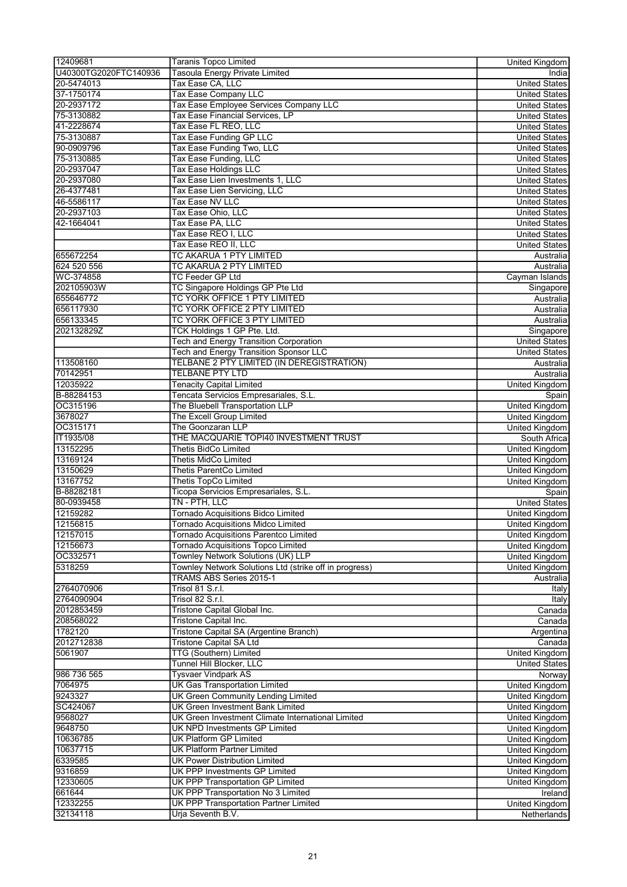| | | |
|---|---|---|
| 12409681 | Taranis Topco Limited | United Kingdom |
| U40300TG2020FTC140936 | Tasoula Energy Private Limited | India |
| 20-5474013 | Tax Ease CA, LLC | United States |
| 37-1750174 | Tax Ease Company LLC | United States |
| 20-2937172 | Tax Ease Employee Services Company LLC | United States |
| 75-3130882 | Tax Ease Financial Services, LP | United States |
| 41-2228674 | Tax Ease FL REO, LLC | United States |
| 75-3130887 | Tax Ease Funding GP LLC | United States |
| 90-0909796 | Tax Ease Funding Two, LLC | United States |
| 75-3130885 | Tax Ease Funding, LLC | United States |
| 20-2937047 | Tax Ease Holdings LLC | United States |
| 20-2937080 | Tax Ease Lien Investments 1, LLC | United States |
| 26-4377481 | Tax Ease Lien Servicing, LLC | United States |
| 46-5586117 | Tax Ease NV LLC | United States |
| 20-2937103 | Tax Ease Ohio, LLC | United States |
| 42-1664041 | Tax Ease PA, LLC | United States |
| | Tax Ease REO I, LLC | United States |
| | Tax Ease REO II, LLC | United States |
| 655672254 | TC AKARUA 1 PTY LIMITED | Australia |
| 624 520 556 | TC AKARUA 2 PTY LIMITED | Australia |
| WC-374858 | TC Feeder GP Ltd | Cayman Islands |
| 202105903W | TC Singapore Holdings GP Pte Ltd | Singapore |
| 655646772 | TC YORK OFFICE 1 PTY LIMITED | Australia |
| 656117930 | TC YORK OFFICE 2 PTY LIMITED | Australia |
| 656133345 | TC YORK OFFICE 3 PTY LIMITED | Australia |
| 202132829Z | TCK Holdings 1 GP Pte. Ltd. | Singapore |
| | Tech and Energy Transition Corporation | United States |
| | Tech and Energy Transition Sponsor LLC | United States |
| 113508160 | TELBANE 2 PTY LIMITED (IN DEREGISTRATION) | Australia |
| 70142951 | TELBANE PTY LTD | Australia |
| 12035922 | Tenacity Capital Limited | United Kingdom |
| B-88284153 | Tencata Servicios Empresariales, S.L. | Spain |
| OC315196 | The Bluebell Transportation LLP | United Kingdom |
| 3678027 | The Excell Group Limited | United Kingdom |
| OC315171 | The Goonzaran LLP | United Kingdom |
| IT1935/08 | THE MACQUARIE TOPI40 INVESTMENT TRUST | South Africa |
| 13152295 | Thetis BidCo Limited | United Kingdom |
| 13169124 | Thetis MidCo Limited | United Kingdom |
| 13150629 | Thetis ParentCo Limited | United Kingdom |
| 13167752 | Thetis TopCo Limited | United Kingdom |
| B-88282181 | Ticopa Servicios Empresariales, S.L. | Spain |
| 80-0939458 | TN - PTH, LLC | United States |
| 12159282 | Tornado Acquisitions Bidco Limited | United Kingdom |
| 12156815 | Tornado Acquisitions Midco Limited | United Kingdom |
| 12157015 | Tornado Acquisitions Parentco Limited | United Kingdom |
| 12156673 | Tornado Acquisitions Topco Limited | United Kingdom |
| OC332571 | Townley Network Solutions (UK) LLP | United Kingdom |
| 5318259 | Townley Network Solutions Ltd (strike off in progress) | United Kingdom |
| | TRAMS ABS Series 2015-1 | Australia |
| 2764070906 | Trisol 81 S.r.l. | Italy |
| 2764090904 | Trisol 82 S.r.l. | Italy |
| 2012853459 | Tristone Capital Global Inc. | Canada |
| 208568022 | Tristone Capital Inc. | Canada |
| 1782120 | Tristone Capital SA (Argentine Branch) | Argentina |
| 2012712838 | Tristone Capital SA Ltd | Canada |
| 5061907 | TTG (Southern) Limited | United Kingdom |
| | Tunnel Hill Blocker, LLC | United States |
| 986 736 565 | Tysvaer Vindpark AS | Norway |
| 7064975 | UK Gas Transportation Limited | United Kingdom |
| 9243327 | UK Green Community Lending Limited | United Kingdom |
| SC424067 | UK Green Investment Bank Limited | United Kingdom |
| 9568027 | UK Green Investment Climate International Limited | United Kingdom |
| 9648750 | UK NPD Investments GP Limited | United Kingdom |
| 10636785 | UK Platform GP Limited | United Kingdom |
| 10637715 | UK Platform Partner Limited | United Kingdom |
| 6339585 | UK Power Distribution Limited | United Kingdom |
| 9316859 | UK PPP Investments GP Limited | United Kingdom |
| 12330605 | UK PPP Transportation GP Limited | United Kingdom |
| 661644 | UK PPP Transportation No 3 Limited | Ireland |
| 12332255 | UK PPP Transportation Partner Limited | United Kingdom |
| 32134118 | Urja Seventh B.V. | Netherlands |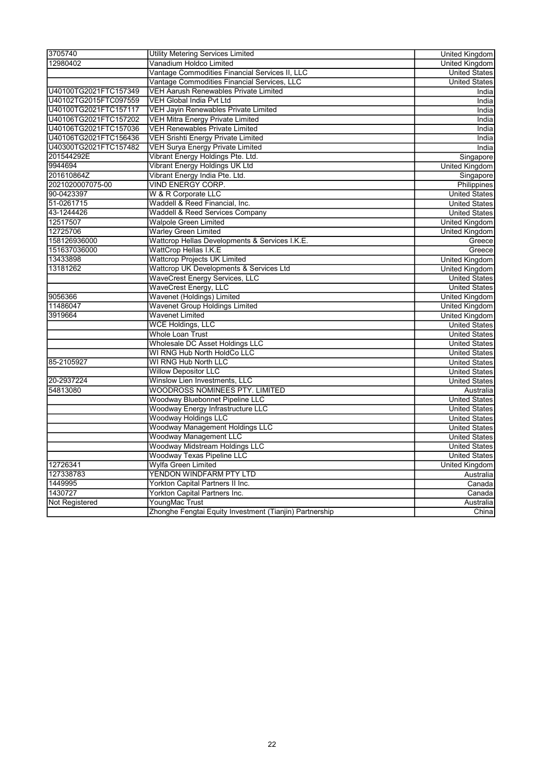| | | |
|---|---|---|
| 3705740 | Utility Metering Services Limited | United Kingdom |
| 12980402 | Vanadium Holdco Limited | United Kingdom |
| | Vantage Commodities Financial Services II, LLC | United States |
| | Vantage Commodities Financial Services, LLC | United States |
| U40100TG2021FTC157349 | VEH Aarush Renewables Private Limited | India |
| U40102TG2015FTC097559 | VEH Global India Pvt Ltd | India |
| U40100TG2021FTC157117 | VEH Jayin Renewables Private Limited | India |
| U40106TG2021FTC157202 | VEH Mitra Energy Private Limited | India |
| U40106TG2021FTC157036 | VEH Renewables Private Limited | India |
| U40106TG2021FTC156436 | VEH Srishti Energy Private Limited | India |
| U40300TG2021FTC157482 | VEH Surya Energy Private Limited | India |
| 201544292E | Vibrant Energy Holdings Pte. Ltd. | Singapore |
| 9944694 | Vibrant Energy Holdings UK Ltd | United Kingdom |
| 201610864Z | Vibrant Energy India Pte. Ltd. | Singapore |
| 2021020007075-00 | VIND ENERGY CORP. | Philippines |
| 90-0423397 | W & R Corporate LLC | United States |
| 51-0261715 | Waddell & Reed Financial, Inc. | United States |
| 43-1244426 | Waddell & Reed Services Company | United States |
| 12517507 | Walpole Green Limited | United Kingdom |
| 12725706 | Warley Green Limited | United Kingdom |
| 158126936000 | Wattcrop Hellas Developments & Services I.K.E. | Greece |
| 151637036000 | WattCrop Hellas I.K.E | Greece |
| 13433898 | Wattcrop Projects UK Limited | United Kingdom |
| 13181262 | Wattcrop UK Developments & Services Ltd | United Kingdom |
| | WaveCrest Energy Services, LLC | United States |
| | WaveCrest Energy, LLC | United States |
| 9056366 | Wavenet (Holdings) Limited | United Kingdom |
| 11486047 | Wavenet Group Holdings Limited | United Kingdom |
| 3919664 | Wavenet Limited | United Kingdom |
| | WCE Holdings, LLC | United States |
| | Whole Loan Trust | United States |
| | Wholesale DC Asset Holdings LLC | United States |
| | WI RNG Hub North HoldCo LLC | United States |
| 85-2105927 | WI RNG Hub North LLC | United States |
| | Willow Depositor LLC | United States |
| 20-2937224 | Winslow Lien Investments, LLC | United States |
| 54813080 | WOODROSS NOMINEES PTY. LIMITED | Australia |
| | Woodway Bluebonnet Pipeline LLC | United States |
| | Woodway Energy Infrastructure LLC | United States |
| | Woodway Holdings LLC | United States |
| | Woodway Management Holdings LLC | United States |
| | Woodway Management LLC | United States |
| | Woodway Midstream Holdings LLC | United States |
| | Woodway Texas Pipeline LLC | United States |
| 12726341 | Wylfa Green Limited | United Kingdom |
| 127338783 | YENDON WINDFARM PTY LTD | Australia |
| 1449995 | Yorkton Capital Partners II Inc. | Canada |
| 1430727 | Yorkton Capital Partners Inc. | Canada |
| Not Registered | YoungMac Trust | Australia |
| | Zhonghe Fengtai Equity Investment (Tianjin) Partnership | China |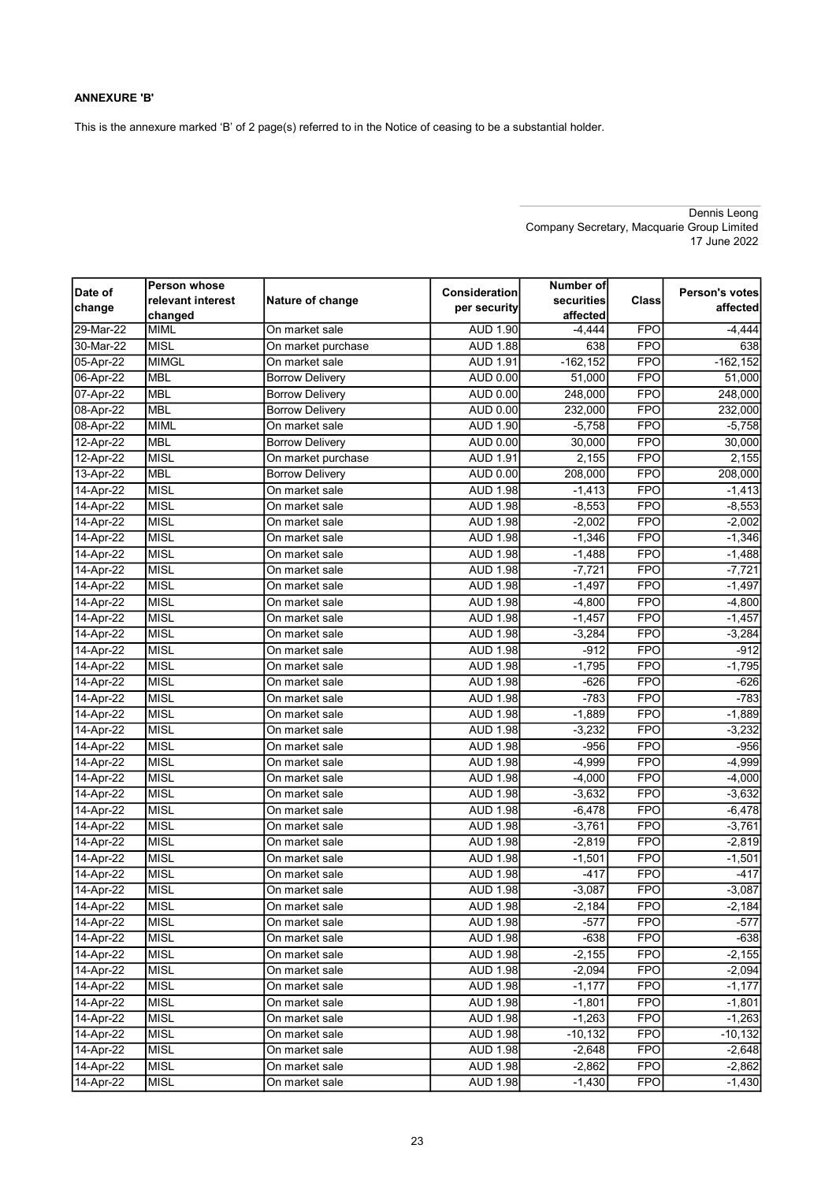**ANNEXURE 'B'**

This is the annexure marked 'B' of 2 page(s) referred to in the Notice of ceasing to be a substantial holder.

Dennis Leong
Company Secretary, Macquarie Group Limited
17 June 2022

| Date of change | Person whose relevant interest changed | Nature of change | Consideration per security | Number of securities affected | Class | Person's votes affected |
|---|---|---|---|---|---|---|
| 29-Mar-22 | MIML | On market sale | AUD 1.90 | -4,444 | FPO | -4,444 |
| 30-Mar-22 | MISL | On market purchase | AUD 1.88 | 638 | FPO | 638 |
| 05-Apr-22 | MIMGL | On market sale | AUD 1.91 | -162,152 | FPO | -162,152 |
| 06-Apr-22 | MBL | Borrow Delivery | AUD 0.00 | 51,000 | FPO | 51,000 |
| 07-Apr-22 | MBL | Borrow Delivery | AUD 0.00 | 248,000 | FPO | 248,000 |
| 08-Apr-22 | MBL | Borrow Delivery | AUD 0.00 | 232,000 | FPO | 232,000 |
| 08-Apr-22 | MIML | On market sale | AUD 1.90 | -5,758 | FPO | -5,758 |
| 12-Apr-22 | MBL | Borrow Delivery | AUD 0.00 | 30,000 | FPO | 30,000 |
| 12-Apr-22 | MISL | On market purchase | AUD 1.91 | 2,155 | FPO | 2,155 |
| 13-Apr-22 | MBL | Borrow Delivery | AUD 0.00 | 208,000 | FPO | 208,000 |
| 14-Apr-22 | MISL | On market sale | AUD 1.98 | -1,413 | FPO | -1,413 |
| 14-Apr-22 | MISL | On market sale | AUD 1.98 | -8,553 | FPO | -8,553 |
| 14-Apr-22 | MISL | On market sale | AUD 1.98 | -2,002 | FPO | -2,002 |
| 14-Apr-22 | MISL | On market sale | AUD 1.98 | -1,346 | FPO | -1,346 |
| 14-Apr-22 | MISL | On market sale | AUD 1.98 | -1,488 | FPO | -1,488 |
| 14-Apr-22 | MISL | On market sale | AUD 1.98 | -7,721 | FPO | -7,721 |
| 14-Apr-22 | MISL | On market sale | AUD 1.98 | -1,497 | FPO | -1,497 |
| 14-Apr-22 | MISL | On market sale | AUD 1.98 | -4,800 | FPO | -4,800 |
| 14-Apr-22 | MISL | On market sale | AUD 1.98 | -1,457 | FPO | -1,457 |
| 14-Apr-22 | MISL | On market sale | AUD 1.98 | -3,284 | FPO | -3,284 |
| 14-Apr-22 | MISL | On market sale | AUD 1.98 | -912 | FPO | -912 |
| 14-Apr-22 | MISL | On market sale | AUD 1.98 | -1,795 | FPO | -1,795 |
| 14-Apr-22 | MISL | On market sale | AUD 1.98 | -626 | FPO | -626 |
| 14-Apr-22 | MISL | On market sale | AUD 1.98 | -783 | FPO | -783 |
| 14-Apr-22 | MISL | On market sale | AUD 1.98 | -1,889 | FPO | -1,889 |
| 14-Apr-22 | MISL | On market sale | AUD 1.98 | -3,232 | FPO | -3,232 |
| 14-Apr-22 | MISL | On market sale | AUD 1.98 | -956 | FPO | -956 |
| 14-Apr-22 | MISL | On market sale | AUD 1.98 | -4,999 | FPO | -4,999 |
| 14-Apr-22 | MISL | On market sale | AUD 1.98 | -4,000 | FPO | -4,000 |
| 14-Apr-22 | MISL | On market sale | AUD 1.98 | -3,632 | FPO | -3,632 |
| 14-Apr-22 | MISL | On market sale | AUD 1.98 | -6,478 | FPO | -6,478 |
| 14-Apr-22 | MISL | On market sale | AUD 1.98 | -3,761 | FPO | -3,761 |
| 14-Apr-22 | MISL | On market sale | AUD 1.98 | -2,819 | FPO | -2,819 |
| 14-Apr-22 | MISL | On market sale | AUD 1.98 | -1,501 | FPO | -1,501 |
| 14-Apr-22 | MISL | On market sale | AUD 1.98 | -417 | FPO | -417 |
| 14-Apr-22 | MISL | On market sale | AUD 1.98 | -3,087 | FPO | -3,087 |
| 14-Apr-22 | MISL | On market sale | AUD 1.98 | -2,184 | FPO | -2,184 |
| 14-Apr-22 | MISL | On market sale | AUD 1.98 | -577 | FPO | -577 |
| 14-Apr-22 | MISL | On market sale | AUD 1.98 | -638 | FPO | -638 |
| 14-Apr-22 | MISL | On market sale | AUD 1.98 | -2,155 | FPO | -2,155 |
| 14-Apr-22 | MISL | On market sale | AUD 1.98 | -2,094 | FPO | -2,094 |
| 14-Apr-22 | MISL | On market sale | AUD 1.98 | -1,177 | FPO | -1,177 |
| 14-Apr-22 | MISL | On market sale | AUD 1.98 | -1,801 | FPO | -1,801 |
| 14-Apr-22 | MISL | On market sale | AUD 1.98 | -1,263 | FPO | -1,263 |
| 14-Apr-22 | MISL | On market sale | AUD 1.98 | -10,132 | FPO | -10,132 |
| 14-Apr-22 | MISL | On market sale | AUD 1.98 | -2,648 | FPO | -2,648 |
| 14-Apr-22 | MISL | On market sale | AUD 1.98 | -2,862 | FPO | -2,862 |
| 14-Apr-22 | MISL | On market sale | AUD 1.98 | -1,430 | FPO | -1,430 |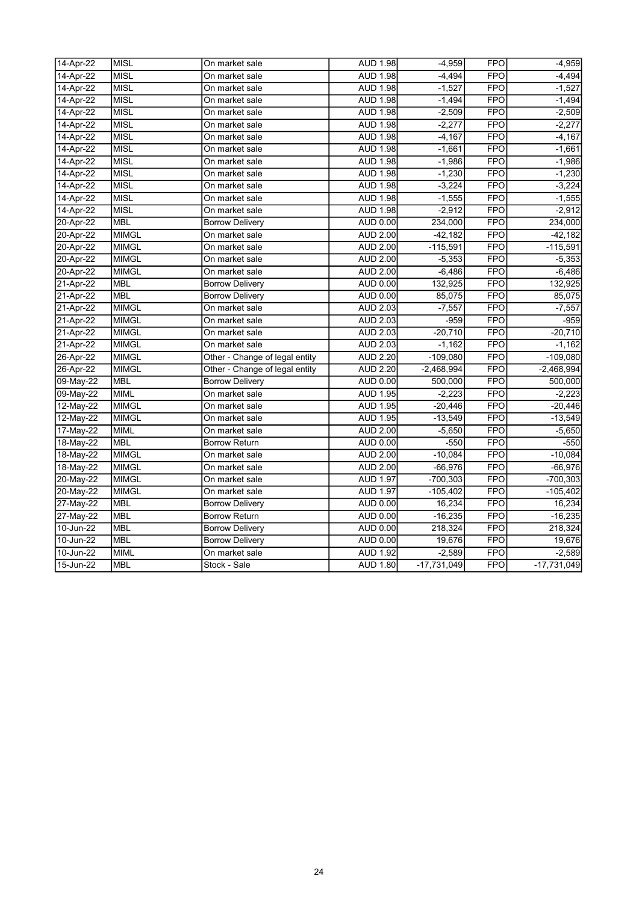| | | | | | | |
|---|---|---|---|---|---|---|
| 14-Apr-22 | MISL | On market sale | AUD 1.98 | -4,959 | FPO | -4,959 |
| 14-Apr-22 | MISL | On market sale | AUD 1.98 | -4,494 | FPO | -4,494 |
| 14-Apr-22 | MISL | On market sale | AUD 1.98 | -1,527 | FPO | -1,527 |
| 14-Apr-22 | MISL | On market sale | AUD 1.98 | -1,494 | FPO | -1,494 |
| 14-Apr-22 | MISL | On market sale | AUD 1.98 | -2,509 | FPO | -2,509 |
| 14-Apr-22 | MISL | On market sale | AUD 1.98 | -2,277 | FPO | -2,277 |
| 14-Apr-22 | MISL | On market sale | AUD 1.98 | -4,167 | FPO | -4,167 |
| 14-Apr-22 | MISL | On market sale | AUD 1.98 | -1,661 | FPO | -1,661 |
| 14-Apr-22 | MISL | On market sale | AUD 1.98 | -1,986 | FPO | -1,986 |
| 14-Apr-22 | MISL | On market sale | AUD 1.98 | -1,230 | FPO | -1,230 |
| 14-Apr-22 | MISL | On market sale | AUD 1.98 | -3,224 | FPO | -3,224 |
| 14-Apr-22 | MISL | On market sale | AUD 1.98 | -1,555 | FPO | -1,555 |
| 14-Apr-22 | MISL | On market sale | AUD 1.98 | -2,912 | FPO | -2,912 |
| 20-Apr-22 | MBL | Borrow Delivery | AUD 0.00 | 234,000 | FPO | 234,000 |
| 20-Apr-22 | MIMGL | On market sale | AUD 2.00 | -42,182 | FPO | -42,182 |
| 20-Apr-22 | MIMGL | On market sale | AUD 2.00 | -115,591 | FPO | -115,591 |
| 20-Apr-22 | MIMGL | On market sale | AUD 2.00 | -5,353 | FPO | -5,353 |
| 20-Apr-22 | MIMGL | On market sale | AUD 2.00 | -6,486 | FPO | -6,486 |
| 21-Apr-22 | MBL | Borrow Delivery | AUD 0.00 | 132,925 | FPO | 132,925 |
| 21-Apr-22 | MBL | Borrow Delivery | AUD 0.00 | 85,075 | FPO | 85,075 |
| 21-Apr-22 | MIMGL | On market sale | AUD 2.03 | -7,557 | FPO | -7,557 |
| 21-Apr-22 | MIMGL | On market sale | AUD 2.03 | -959 | FPO | -959 |
| 21-Apr-22 | MIMGL | On market sale | AUD 2.03 | -20,710 | FPO | -20,710 |
| 21-Apr-22 | MIMGL | On market sale | AUD 2.03 | -1,162 | FPO | -1,162 |
| 26-Apr-22 | MIMGL | Other - Change of legal entity | AUD 2.20 | -109,080 | FPO | -109,080 |
| 26-Apr-22 | MIMGL | Other - Change of legal entity | AUD 2.20 | -2,468,994 | FPO | -2,468,994 |
| 09-May-22 | MBL | Borrow Delivery | AUD 0.00 | 500,000 | FPO | 500,000 |
| 09-May-22 | MIML | On market sale | AUD 1.95 | -2,223 | FPO | -2,223 |
| 12-May-22 | MIMGL | On market sale | AUD 1.95 | -20,446 | FPO | -20,446 |
| 12-May-22 | MIMGL | On market sale | AUD 1.95 | -13,549 | FPO | -13,549 |
| 17-May-22 | MIML | On market sale | AUD 2.00 | -5,650 | FPO | -5,650 |
| 18-May-22 | MBL | Borrow Return | AUD 0.00 | -550 | FPO | -550 |
| 18-May-22 | MIMGL | On market sale | AUD 2.00 | -10,084 | FPO | -10,084 |
| 18-May-22 | MIMGL | On market sale | AUD 2.00 | -66,976 | FPO | -66,976 |
| 20-May-22 | MIMGL | On market sale | AUD 1.97 | -700,303 | FPO | -700,303 |
| 20-May-22 | MIMGL | On market sale | AUD 1.97 | -105,402 | FPO | -105,402 |
| 27-May-22 | MBL | Borrow Delivery | AUD 0.00 | 16,234 | FPO | 16,234 |
| 27-May-22 | MBL | Borrow Return | AUD 0.00 | -16,235 | FPO | -16,235 |
| 10-Jun-22 | MBL | Borrow Delivery | AUD 0.00 | 218,324 | FPO | 218,324 |
| 10-Jun-22 | MBL | Borrow Delivery | AUD 0.00 | 19,676 | FPO | 19,676 |
| 10-Jun-22 | MIML | On market sale | AUD 1.92 | -2,589 | FPO | -2,589 |
| 15-Jun-22 | MBL | Stock - Sale | AUD 1.80 | -17,731,049 | FPO | -17,731,049 |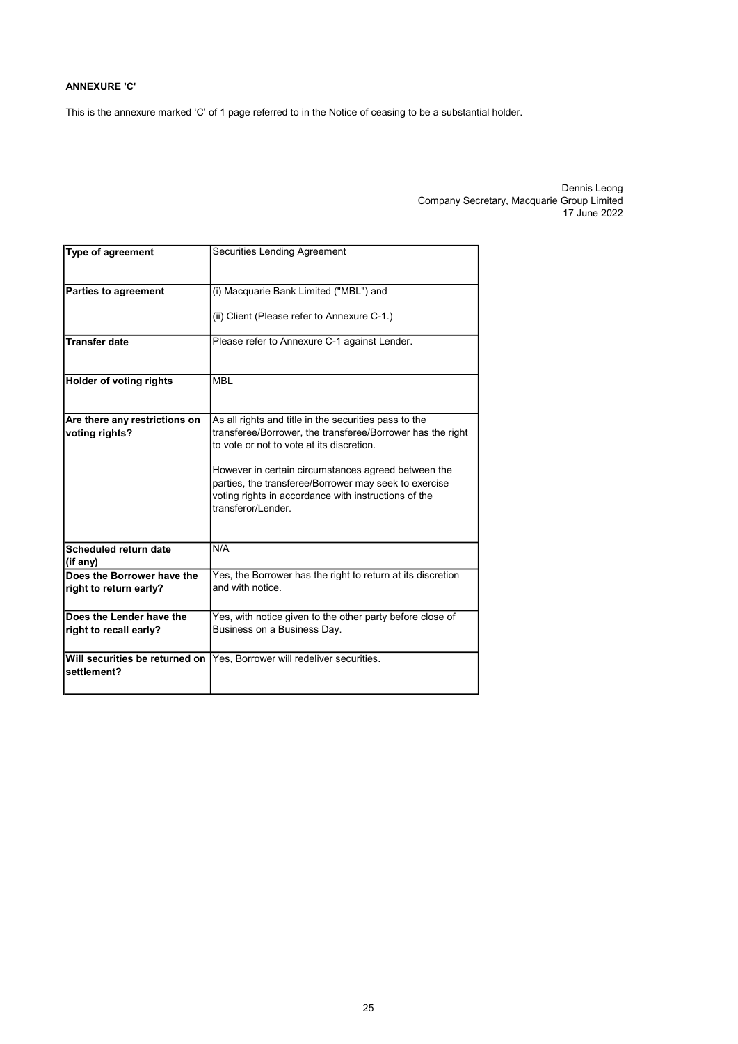**ANNEXURE 'C'**

This is the annexure marked ‘C’ of 1 page referred to in the Notice of ceasing to be a substantial holder.

Dennis Leong
Company Secretary, Macquarie Group Limited
17 June 2022

| | |
|---|---|
| **Type of agreement** | Securities Lending Agreement |
| **Parties to agreement** | (i) Macquarie Bank Limited ("MBL") and<br><br>(ii) Client (Please refer to Annexure C-1.) |
| **Transfer date** | Please refer to Annexure C-1 against Lender. |
| **Holder of voting rights** | MBL |
| **Are there any restrictions on voting rights?** | As all rights and title in the securities pass to the transferee/Borrower, the transferee/Borrower has the right to vote or not to vote at its discretion.<br><br>However in certain circumstances agreed between the parties, the transferee/Borrower may seek to exercise voting rights in accordance with instructions of the transferor/Lender. |
| **Scheduled return date (if any)** | N/A |
| **Does the Borrower have the right to return early?** | Yes, the Borrower has the right to return at its discretion and with notice. |
| **Does the Lender have the right to recall early?** | Yes, with notice given to the other party before close of Business on a Business Day. |
| **Will securities be returned on settlement?** | Yes, Borrower will redeliver securities. |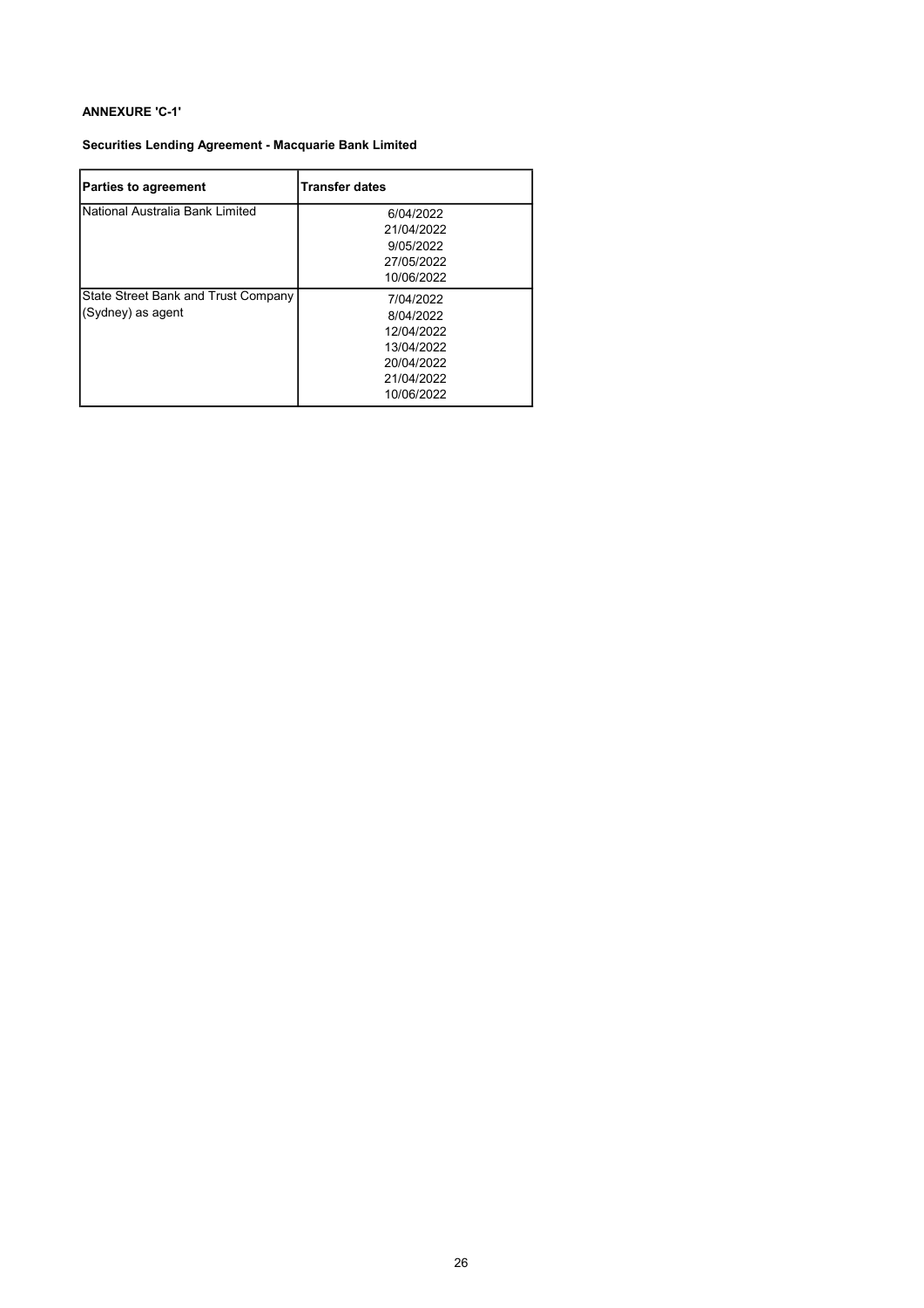**ANNEXURE 'C-1'**

**Securities Lending Agreement - Macquarie Bank Limited**

| Parties to agreement | Transfer dates |
|---|---|
| National Australia Bank Limited | 6/04/2022<br>21/04/2022<br>9/05/2022<br>27/05/2022<br>10/06/2022 |
| State Street Bank and Trust Company (Sydney) as agent | 7/04/2022<br>8/04/2022<br>12/04/2022<br>13/04/2022<br>20/04/2022<br>21/04/2022<br>10/06/2022 |